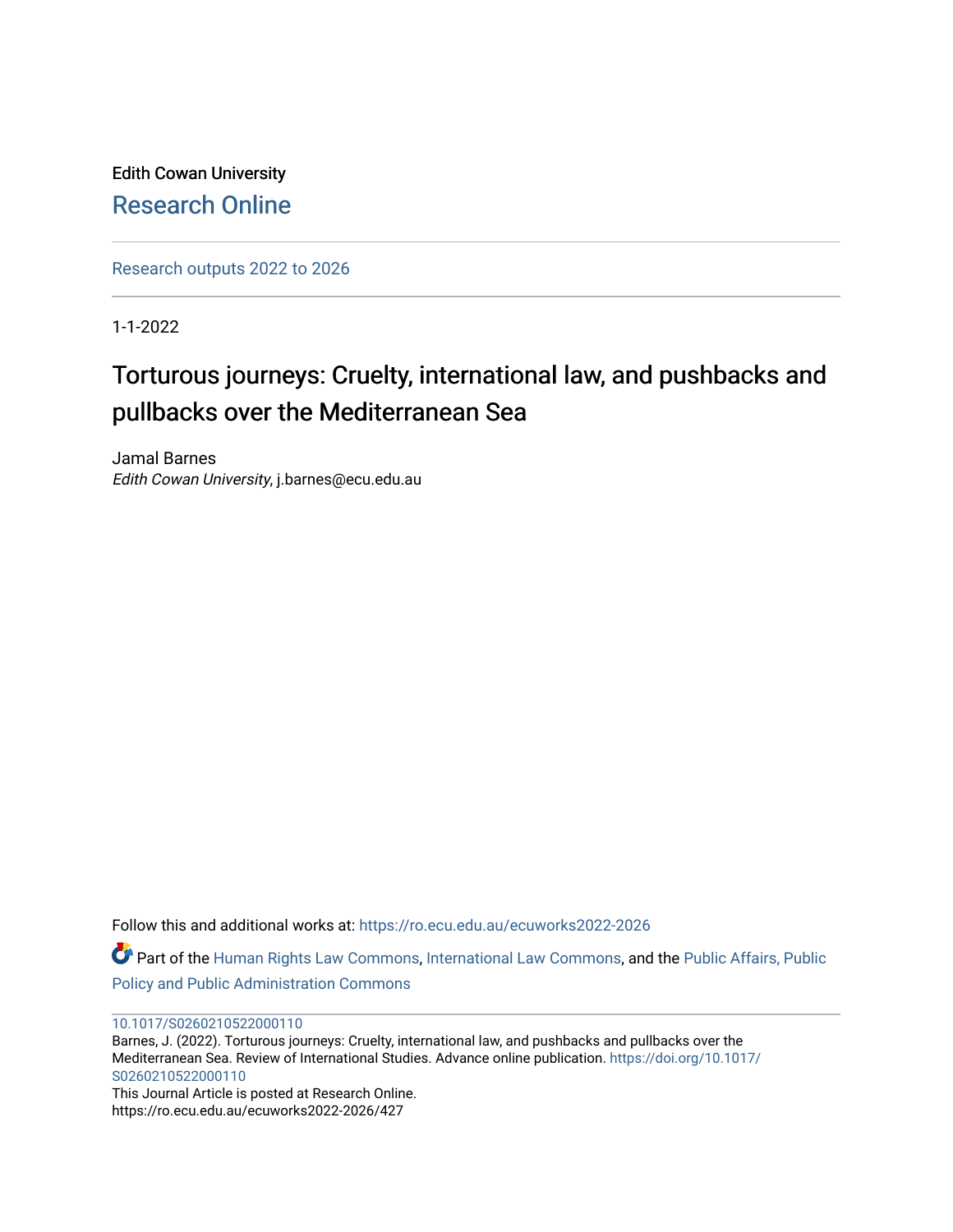Edith Cowan University

Research Online

Research outputs 2022 to 2026

1-1-2022

# Torturous journeys: Cruelty, international law, and pushbacks and pullbacks over the Mediterranean Sea

Jamal Barnes

*Edith Cowan University*, j.barnes@ecu.edu.au

Follow this and additional works at: https://ro.ecu.edu.au/ecuworks2022-2026

Part of the Human Rights Law Commons, International Law Commons, and the Public Affairs, Public Policy and Public Administration Commons

10.1017/S0260210522000110

Barnes, J. (2022). Torturous journeys: Cruelty, international law, and pushbacks and pullbacks over the Mediterranean Sea. Review of International Studies. Advance online publication. https://doi.org/10.1017/S0260210522000110

This Journal Article is posted at Research Online.

https://ro.ecu.edu.au/ecuworks2022-2026/427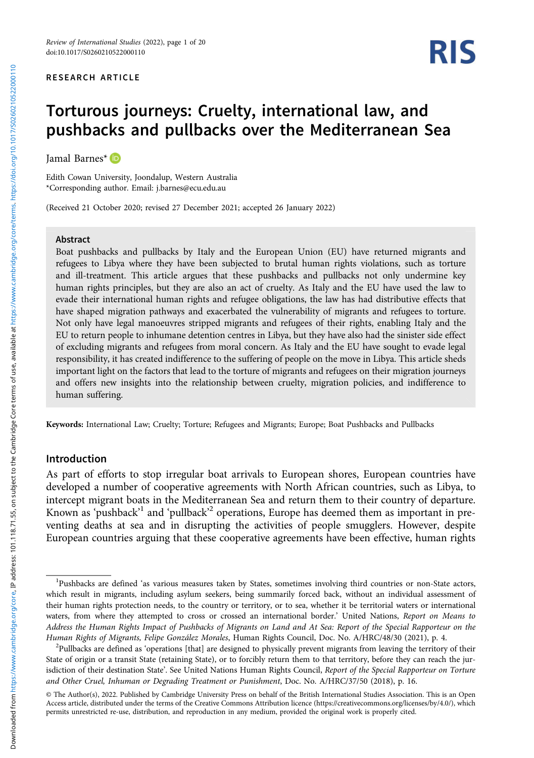RESEARCH ARTICLE

# Torturous journeys: Cruelty, international law, and pushbacks and pullbacks over the Mediterranean Sea

Jamal Barnes*

Edith Cowan University, Joondalup, Western Australia
*Corresponding author. Email: j.barnes@ecu.edu.au

(Received 21 October 2020; revised 27 December 2021; accepted 26 January 2022)

## Abstract

Boat pushbacks and pullbacks by Italy and the European Union (EU) have returned migrants and refugees to Libya where they have been subjected to brutal human rights violations, such as torture and ill-treatment. This article argues that these pushbacks and pullbacks not only undermine key human rights principles, but they are also an act of cruelty. As Italy and the EU have used the law to evade their international human rights and refugee obligations, the law has had distributive effects that have shaped migration pathways and exacerbated the vulnerability of migrants and refugees to torture. Not only have legal manoeuvres stripped migrants and refugees of their rights, enabling Italy and the EU to return people to inhumane detention centres in Libya, but they have also had the sinister side effect of excluding migrants and refugees from moral concern. As Italy and the EU have sought to evade legal responsibility, it has created indifference to the suffering of people on the move in Libya. This article sheds important light on the factors that lead to the torture of migrants and refugees on their migration journeys and offers new insights into the relationship between cruelty, migration policies, and indifference to human suffering.

**Keywords:** International Law; Cruelty; Torture; Refugees and Migrants; Europe; Boat Pushbacks and Pullbacks

## Introduction

As part of efforts to stop irregular boat arrivals to European shores, European countries have developed a number of cooperative agreements with North African countries, such as Libya, to intercept migrant boats in the Mediterranean Sea and return them to their country of departure. Known as 'pushback'[1] and 'pullback'[2] operations, Europe has deemed them as important in preventing deaths at sea and in disrupting the activities of people smugglers. However, despite European countries arguing that these cooperative agreements have been effective, human rights

[1]Pushbacks are defined 'as various measures taken by States, sometimes involving third countries or non-State actors, which result in migrants, including asylum seekers, being summarily forced back, without an individual assessment of their human rights protection needs, to the country or territory, or to sea, whether it be territorial waters or international waters, from where they attempted to cross or crossed an international border.' United Nations, *Report on Means to Address the Human Rights Impact of Pushbacks of Migrants on Land and At Sea: Report of the Special Rapporteur on the Human Rights of Migrants, Felipe González Morales*, Human Rights Council, Doc. No. A/HRC/48/30 (2021), p. 4.

[2]Pullbacks are defined as 'operations [that] are designed to physically prevent migrants from leaving the territory of their State of origin or a transit State (retaining State), or to forcibly return them to that territory, before they can reach the jurisdiction of their destination State'. See United Nations Human Rights Council, *Report of the Special Rapporteur on Torture and Other Cruel, Inhuman or Degrading Treatment or Punishment*, Doc. No. A/HRC/37/50 (2018), p. 16.

© The Author(s), 2022. Published by Cambridge University Press on behalf of the British International Studies Association. This is an Open Access article, distributed under the terms of the Creative Commons Attribution licence (https://creativecommons.org/licenses/by/4.0/), which permits unrestricted re-use, distribution, and reproduction in any medium, provided the original work is properly cited.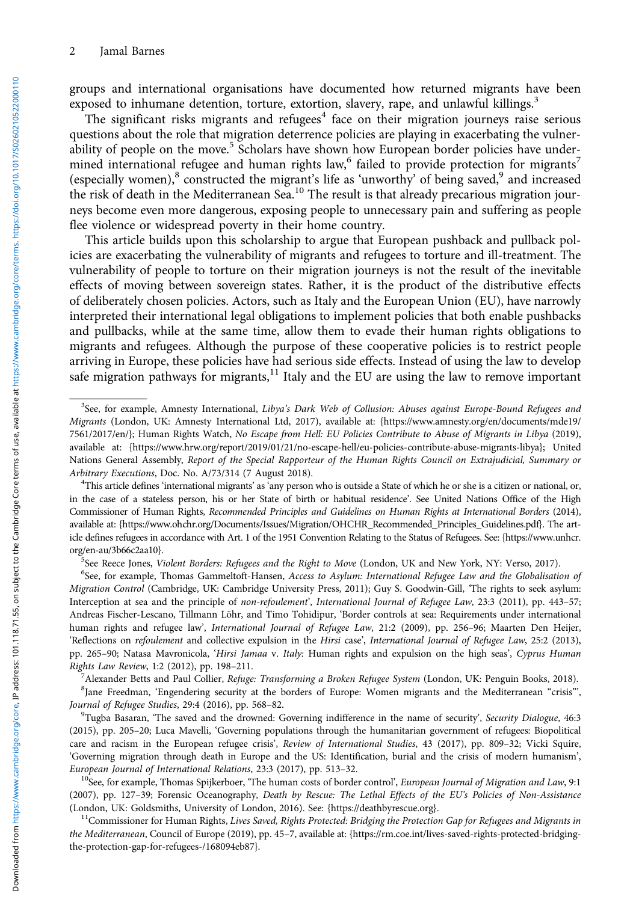groups and international organisations have documented how returned migrants have been exposed to inhumane detention, torture, extortion, slavery, rape, and unlawful killings.[3]

The significant risks migrants and refugees[4] face on their migration journeys raise serious questions about the role that migration deterrence policies are playing in exacerbating the vulnerability of people on the move.[5] Scholars have shown how European border policies have undermined international refugee and human rights law,[6] failed to provide protection for migrants[7] (especially women),[8] constructed the migrant's life as 'unworthy' of being saved,[9] and increased the risk of death in the Mediterranean Sea.[10] The result is that already precarious migration journeys become even more dangerous, exposing people to unnecessary pain and suffering as people flee violence or widespread poverty in their home country.

This article builds upon this scholarship to argue that European pushback and pullback policies are exacerbating the vulnerability of migrants and refugees to torture and ill-treatment. The vulnerability of people to torture on their migration journeys is not the result of the inevitable effects of moving between sovereign states. Rather, it is the product of the distributive effects of deliberately chosen policies. Actors, such as Italy and the European Union (EU), have narrowly interpreted their international legal obligations to implement policies that both enable pushbacks and pullbacks, while at the same time, allow them to evade their human rights obligations to migrants and refugees. Although the purpose of these cooperative policies is to restrict people arriving in Europe, these policies have had serious side effects. Instead of using the law to develop safe migration pathways for migrants,[11] Italy and the EU are using the law to remove important

---

[3]See, for example, Amnesty International, *Libya's Dark Web of Collusion: Abuses against Europe-Bound Refugees and Migrants* (London, UK: Amnesty International Ltd, 2017), available at: {https://www.amnesty.org/en/documents/mde19/7561/2017/en/}; Human Rights Watch, *No Escape from Hell: EU Policies Contribute to Abuse of Migrants in Libya* (2019), available at: {https://www.hrw.org/report/2019/01/21/no-escape-hell/eu-policies-contribute-abuse-migrants-libya}; United Nations General Assembly, *Report of the Special Rapporteur of the Human Rights Council on Extrajudicial, Summary or Arbitrary Executions*, Doc. No. A/73/314 (7 August 2018).

[4]This article defines 'international migrants' as 'any person who is outside a State of which he or she is a citizen or national, or, in the case of a stateless person, his or her State of birth or habitual residence'. See United Nations Office of the High Commissioner of Human Rights, *Recommended Principles and Guidelines on Human Rights at International Borders* (2014), available at: {https://www.ohchr.org/Documents/Issues/Migration/OHCHR_Recommended_Principles_Guidelines.pdf}. The article defines refugees in accordance with Art. 1 of the 1951 Convention Relating to the Status of Refugees. See: {https://www.unhcr.org/en-au/3b66c2aa10}.

[5]See Reece Jones, *Violent Borders: Refugees and the Right to Move* (London, UK and New York, NY: Verso, 2017).

[6]See, for example, Thomas Gammeltoft-Hansen, *Access to Asylum: International Refugee Law and the Globalisation of Migration Control* (Cambridge, UK: Cambridge University Press, 2011); Guy S. Goodwin-Gill, 'The rights to seek asylum: Interception at sea and the principle of *non-refoulement*', *International Journal of Refugee Law*, 23:3 (2011), pp. 443–57; Andreas Fischer-Lescano, Tillmann Löhr, and Timo Tohidipur, 'Border controls at sea: Requirements under international human rights and refugee law', *International Journal of Refugee Law*, 21:2 (2009), pp. 256–96; Maarten Den Heijer, 'Reflections on *refoulement* and collective expulsion in the *Hirsi* case', *International Journal of Refugee Law*, 25:2 (2013), pp. 265–90; Natasa Mavronicola, '*Hirsi Jamaa* v. *Italy:* Human rights and expulsion on the high seas', *Cyprus Human Rights Law Review*, 1:2 (2012), pp. 198–211.

[7]Alexander Betts and Paul Collier, *Refuge: Transforming a Broken Refugee System* (London, UK: Penguin Books, 2018).

[8]Jane Freedman, 'Engendering security at the borders of Europe: Women migrants and the Mediterranean "crisis"', *Journal of Refugee Studies*, 29:4 (2016), pp. 568–82.

[9]Tugba Basaran, 'The saved and the drowned: Governing indifference in the name of security', *Security Dialogue*, 46:3 (2015), pp. 205–20; Luca Mavelli, 'Governing populations through the humanitarian government of refugees: Biopolitical care and racism in the European refugee crisis', *Review of International Studies*, 43 (2017), pp. 809–32; Vicki Squire, 'Governing migration through death in Europe and the US: Identification, burial and the crisis of modern humanism', *European Journal of International Relations*, 23:3 (2017), pp. 513–32.

[10]See, for example, Thomas Spijkerboer, 'The human costs of border control', *European Journal of Migration and Law*, 9:1 (2007), pp. 127–39; Forensic Oceanography, *Death by Rescue: The Lethal Effects of the EU's Policies of Non-Assistance* (London, UK: Goldsmiths, University of London, 2016). See: {https://deathbyrescue.org}.

[11]Commissioner for Human Rights, *Lives Saved, Rights Protected: Bridging the Protection Gap for Refugees and Migrants in the Mediterranean*, Council of Europe (2019), pp. 45–7, available at: {https://rm.coe.int/lives-saved-rights-protected-bridging-the-protection-gap-for-refugees-/168094eb87}.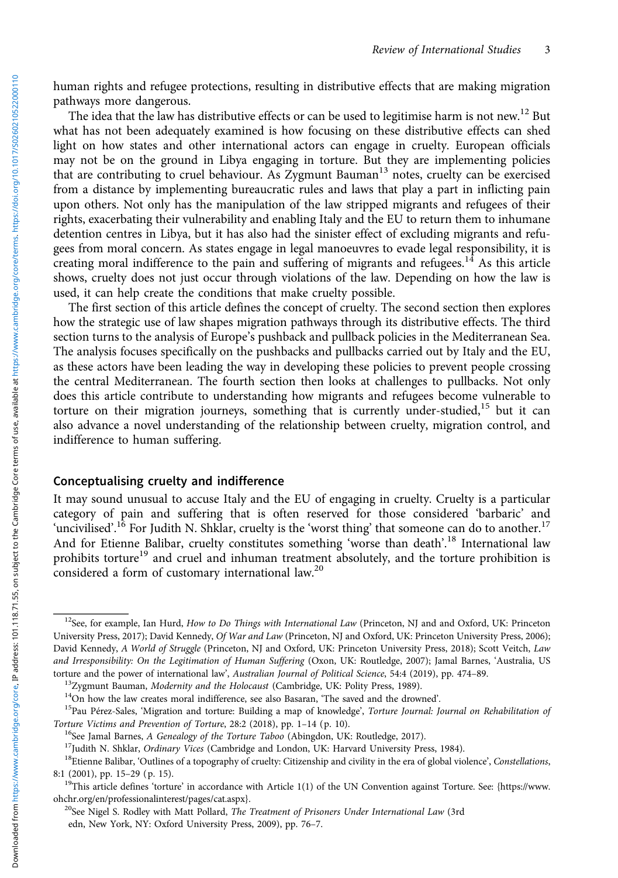human rights and refugee protections, resulting in distributive effects that are making migration pathways more dangerous.

The idea that the law has distributive effects or can be used to legitimise harm is not new.[12] But what has not been adequately examined is how focusing on these distributive effects can shed light on how states and other international actors can engage in cruelty. European officials may not be on the ground in Libya engaging in torture. But they are implementing policies that are contributing to cruel behaviour. As Zygmunt Bauman[13] notes, cruelty can be exercised from a distance by implementing bureaucratic rules and laws that play a part in inflicting pain upon others. Not only has the manipulation of the law stripped migrants and refugees of their rights, exacerbating their vulnerability and enabling Italy and the EU to return them to inhumane detention centres in Libya, but it has also had the sinister effect of excluding migrants and refugees from moral concern. As states engage in legal manoeuvres to evade legal responsibility, it is creating moral indifference to the pain and suffering of migrants and refugees.[14] As this article shows, cruelty does not just occur through violations of the law. Depending on how the law is used, it can help create the conditions that make cruelty possible.

The first section of this article defines the concept of cruelty. The second section then explores how the strategic use of law shapes migration pathways through its distributive effects. The third section turns to the analysis of Europe's pushback and pullback policies in the Mediterranean Sea. The analysis focuses specifically on the pushbacks and pullbacks carried out by Italy and the EU, as these actors have been leading the way in developing these policies to prevent people crossing the central Mediterranean. The fourth section then looks at challenges to pullbacks. Not only does this article contribute to understanding how migrants and refugees become vulnerable to torture on their migration journeys, something that is currently under-studied,[15] but it can also advance a novel understanding of the relationship between cruelty, migration control, and indifference to human suffering.

## Conceptualising cruelty and indifference

It may sound unusual to accuse Italy and the EU of engaging in cruelty. Cruelty is a particular category of pain and suffering that is often reserved for those considered 'barbaric' and 'uncivilised'.[16] For Judith N. Shklar, cruelty is the 'worst thing' that someone can do to another.[17] And for Etienne Balibar, cruelty constitutes something 'worse than death'.[18] International law prohibits torture[19] and cruel and inhuman treatment absolutely, and the torture prohibition is considered a form of customary international law.[20]

---

[12] See, for example, Ian Hurd, *How to Do Things with International Law* (Princeton, NJ and and Oxford, UK: Princeton University Press, 2017); David Kennedy, *Of War and Law* (Princeton, NJ and Oxford, UK: Princeton University Press, 2006); David Kennedy, *A World of Struggle* (Princeton, NJ and Oxford, UK: Princeton University Press, 2018); Scott Veitch, *Law and Irresponsibility: On the Legitimation of Human Suffering* (Oxon, UK: Routledge, 2007); Jamal Barnes, 'Australia, US torture and the power of international law', *Australian Journal of Political Science*, 54:4 (2019), pp. 474–89.

[13] Zygmunt Bauman, *Modernity and the Holocaust* (Cambridge, UK: Polity Press, 1989).

[14] On how the law creates moral indifference, see also Basaran, 'The saved and the drowned'.

[15] Pau Pérez-Sales, 'Migration and torture: Building a map of knowledge', *Torture Journal: Journal on Rehabilitation of Torture Victims and Prevention of Torture*, 28:2 (2018), pp. 1–14 (p. 10).

[16] See Jamal Barnes, *A Genealogy of the Torture Taboo* (Abingdon, UK: Routledge, 2017).

[17] Judith N. Shklar, *Ordinary Vices* (Cambridge and London, UK: Harvard University Press, 1984).

[18] Etienne Balibar, 'Outlines of a topography of cruelty: Citizenship and civility in the era of global violence', *Constellations*, 8:1 (2001), pp. 15–29 (p. 15).

[19] This article defines 'torture' in accordance with Article 1(1) of the UN Convention against Torture. See: {https://www.ohchr.org/en/professionalinterest/pages/cat.aspx}.

[20] See Nigel S. Rodley with Matt Pollard, *The Treatment of Prisoners Under International Law* (3rd edn, New York, NY: Oxford University Press, 2009), pp. 76–7.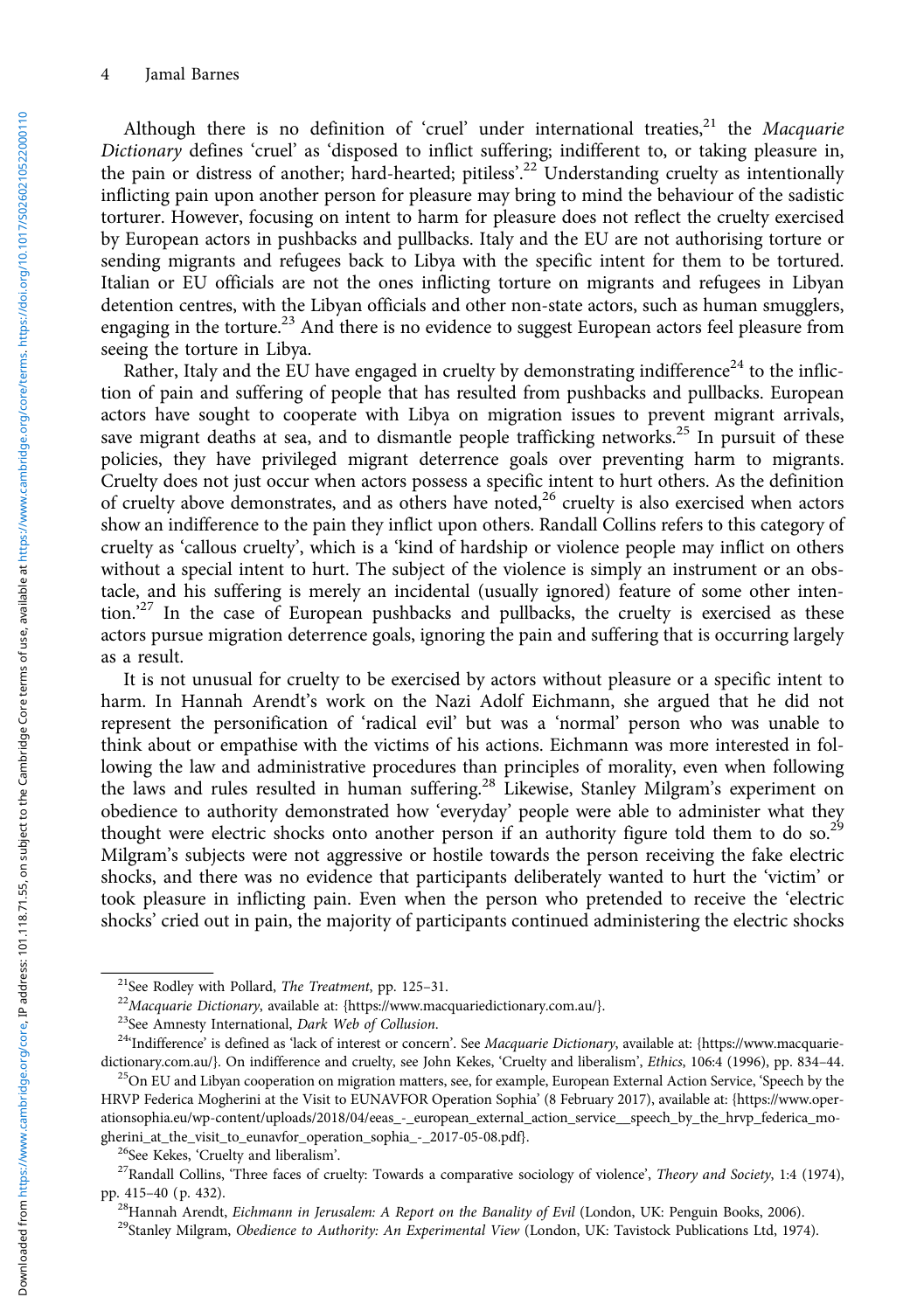Although there is no definition of 'cruel' under international treaties,[21] the *Macquarie Dictionary* defines 'cruel' as 'disposed to inflict suffering; indifferent to, or taking pleasure in, the pain or distress of another; hard-hearted; pitiless'.[22] Understanding cruelty as intentionally inflicting pain upon another person for pleasure may bring to mind the behaviour of the sadistic torturer. However, focusing on intent to harm for pleasure does not reflect the cruelty exercised by European actors in pushbacks and pullbacks. Italy and the EU are not authorising torture or sending migrants and refugees back to Libya with the specific intent for them to be tortured. Italian or EU officials are not the ones inflicting torture on migrants and refugees in Libyan detention centres, with the Libyan officials and other non-state actors, such as human smugglers, engaging in the torture.[23] And there is no evidence to suggest European actors feel pleasure from seeing the torture in Libya.

Rather, Italy and the EU have engaged in cruelty by demonstrating indifference[24] to the infliction of pain and suffering of people that has resulted from pushbacks and pullbacks. European actors have sought to cooperate with Libya on migration issues to prevent migrant arrivals, save migrant deaths at sea, and to dismantle people trafficking networks.[25] In pursuit of these policies, they have privileged migrant deterrence goals over preventing harm to migrants. Cruelty does not just occur when actors possess a specific intent to hurt others. As the definition of cruelty above demonstrates, and as others have noted,[26] cruelty is also exercised when actors show an indifference to the pain they inflict upon others. Randall Collins refers to this category of cruelty as 'callous cruelty', which is a 'kind of hardship or violence people may inflict on others without a special intent to hurt. The subject of the violence is simply an instrument or an obstacle, and his suffering is merely an incidental (usually ignored) feature of some other intention.'[27] In the case of European pushbacks and pullbacks, the cruelty is exercised as these actors pursue migration deterrence goals, ignoring the pain and suffering that is occurring largely as a result.

It is not unusual for cruelty to be exercised by actors without pleasure or a specific intent to harm. In Hannah Arendt's work on the Nazi Adolf Eichmann, she argued that he did not represent the personification of 'radical evil' but was a 'normal' person who was unable to think about or empathise with the victims of his actions. Eichmann was more interested in following the law and administrative procedures than principles of morality, even when following the laws and rules resulted in human suffering.[28] Likewise, Stanley Milgram's experiment on obedience to authority demonstrated how 'everyday' people were able to administer what they thought were electric shocks onto another person if an authority figure told them to do so.[29] Milgram's subjects were not aggressive or hostile towards the person receiving the fake electric shocks, and there was no evidence that participants deliberately wanted to hurt the 'victim' or took pleasure in inflicting pain. Even when the person who pretended to receive the 'electric shocks' cried out in pain, the majority of participants continued administering the electric shocks

---

[21] See Rodley with Pollard, *The Treatment*, pp. 125–31.

[22] *Macquarie Dictionary*, available at: {https://www.macquariedictionary.com.au/}.

[23] See Amnesty International, *Dark Web of Collusion*.

[24] 'Indifference' is defined as 'lack of interest or concern'. See *Macquarie Dictionary*, available at: {https://www.macquariedictionary.com.au/}. On indifference and cruelty, see John Kekes, 'Cruelty and liberalism', *Ethics*, 106:4 (1996), pp. 834–44.

[25] On EU and Libyan cooperation on migration matters, see, for example, European External Action Service, 'Speech by the HRVP Federica Mogherini at the Visit to EUNAVFOR Operation Sophia' (8 February 2017), available at: {https://www.operationsophia.eu/wp-content/uploads/2018/04/eeas_-_european_external_action_service__speech_by_the_hrvp_federica_mogherini_at_the_visit_to_eunavfor_operation_sophia_-_2017-05-08.pdf}.

[26] See Kekes, 'Cruelty and liberalism'.

[27] Randall Collins, 'Three faces of cruelty: Towards a comparative sociology of violence', *Theory and Society*, 1:4 (1974), pp. 415–40 (p. 432).

[28] Hannah Arendt, *Eichmann in Jerusalem: A Report on the Banality of Evil* (London, UK: Penguin Books, 2006).

[29] Stanley Milgram, *Obedience to Authority: An Experimental View* (London, UK: Tavistock Publications Ltd, 1974).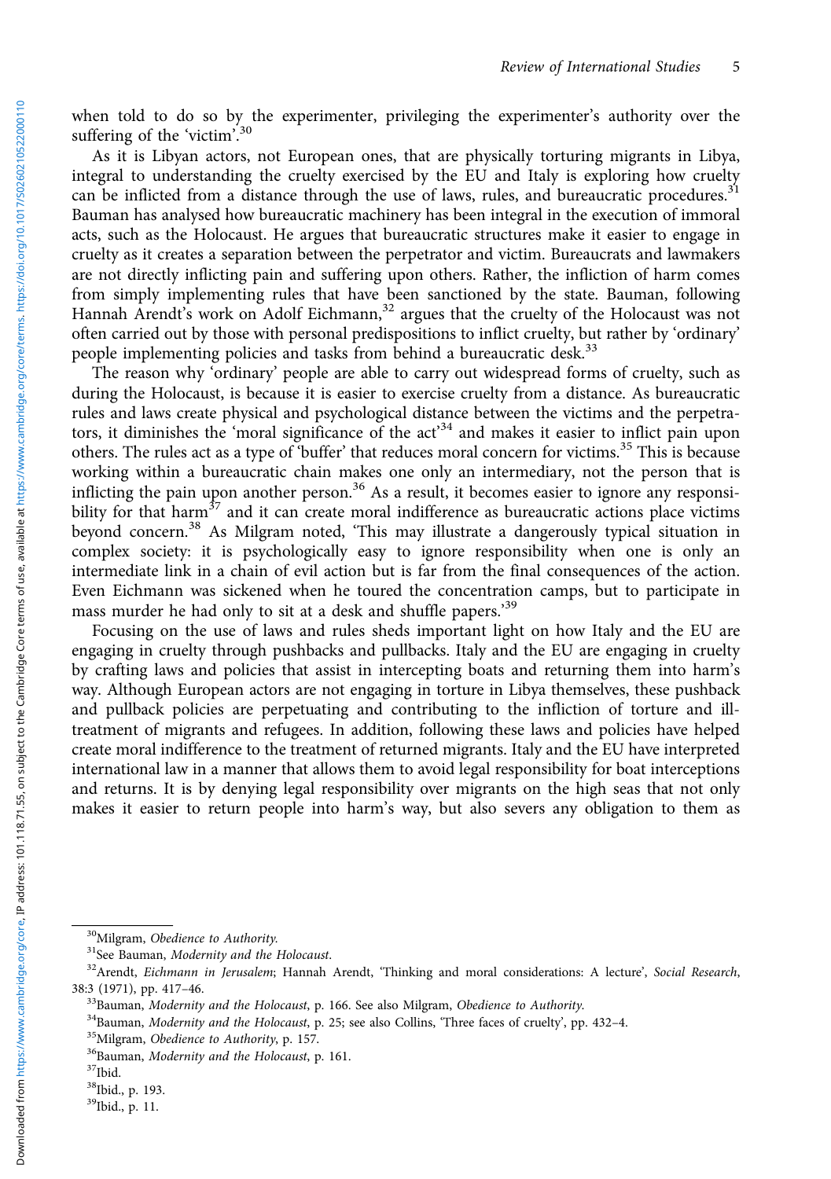when told to do so by the experimenter, privileging the experimenter's authority over the suffering of the 'victim'.[30]

As it is Libyan actors, not European ones, that are physically torturing migrants in Libya, integral to understanding the cruelty exercised by the EU and Italy is exploring how cruelty can be inflicted from a distance through the use of laws, rules, and bureaucratic procedures.[31] Bauman has analysed how bureaucratic machinery has been integral in the execution of immoral acts, such as the Holocaust. He argues that bureaucratic structures make it easier to engage in cruelty as it creates a separation between the perpetrator and victim. Bureaucrats and lawmakers are not directly inflicting pain and suffering upon others. Rather, the infliction of harm comes from simply implementing rules that have been sanctioned by the state. Bauman, following Hannah Arendt's work on Adolf Eichmann,[32] argues that the cruelty of the Holocaust was not often carried out by those with personal predispositions to inflict cruelty, but rather by 'ordinary' people implementing policies and tasks from behind a bureaucratic desk.[33]

The reason why 'ordinary' people are able to carry out widespread forms of cruelty, such as during the Holocaust, is because it is easier to exercise cruelty from a distance. As bureaucratic rules and laws create physical and psychological distance between the victims and the perpetrators, it diminishes the 'moral significance of the act'[34] and makes it easier to inflict pain upon others. The rules act as a type of 'buffer' that reduces moral concern for victims.[35] This is because working within a bureaucratic chain makes one only an intermediary, not the person that is inflicting the pain upon another person.[36] As a result, it becomes easier to ignore any responsibility for that harm[37] and it can create moral indifference as bureaucratic actions place victims beyond concern.[38] As Milgram noted, 'This may illustrate a dangerously typical situation in complex society: it is psychologically easy to ignore responsibility when one is only an intermediate link in a chain of evil action but is far from the final consequences of the action. Even Eichmann was sickened when he toured the concentration camps, but to participate in mass murder he had only to sit at a desk and shuffle papers.'[39]

Focusing on the use of laws and rules sheds important light on how Italy and the EU are engaging in cruelty through pushbacks and pullbacks. Italy and the EU are engaging in cruelty by crafting laws and policies that assist in intercepting boats and returning them into harm's way. Although European actors are not engaging in torture in Libya themselves, these pushback and pullback policies are perpetuating and contributing to the infliction of torture and ill-treatment of migrants and refugees. In addition, following these laws and policies have helped create moral indifference to the treatment of returned migrants. Italy and the EU have interpreted international law in a manner that allows them to avoid legal responsibility for boat interceptions and returns. It is by denying legal responsibility over migrants on the high seas that not only makes it easier to return people into harm's way, but also severs any obligation to them as

---

[30] Milgram, *Obedience to Authority*.

[31] See Bauman, *Modernity and the Holocaust*.

[32] Arendt, *Eichmann in Jerusalem*; Hannah Arendt, 'Thinking and moral considerations: A lecture', *Social Research*, 38:3 (1971), pp. 417–46.

[33] Bauman, *Modernity and the Holocaust*, p. 166. See also Milgram, *Obedience to Authority*.

[34] Bauman, *Modernity and the Holocaust*, p. 25; see also Collins, 'Three faces of cruelty', pp. 432–4.

[35] Milgram, *Obedience to Authority*, p. 157.

[36] Bauman, *Modernity and the Holocaust*, p. 161.

[37] Ibid.

[38] Ibid., p. 193.

[39] Ibid., p. 11.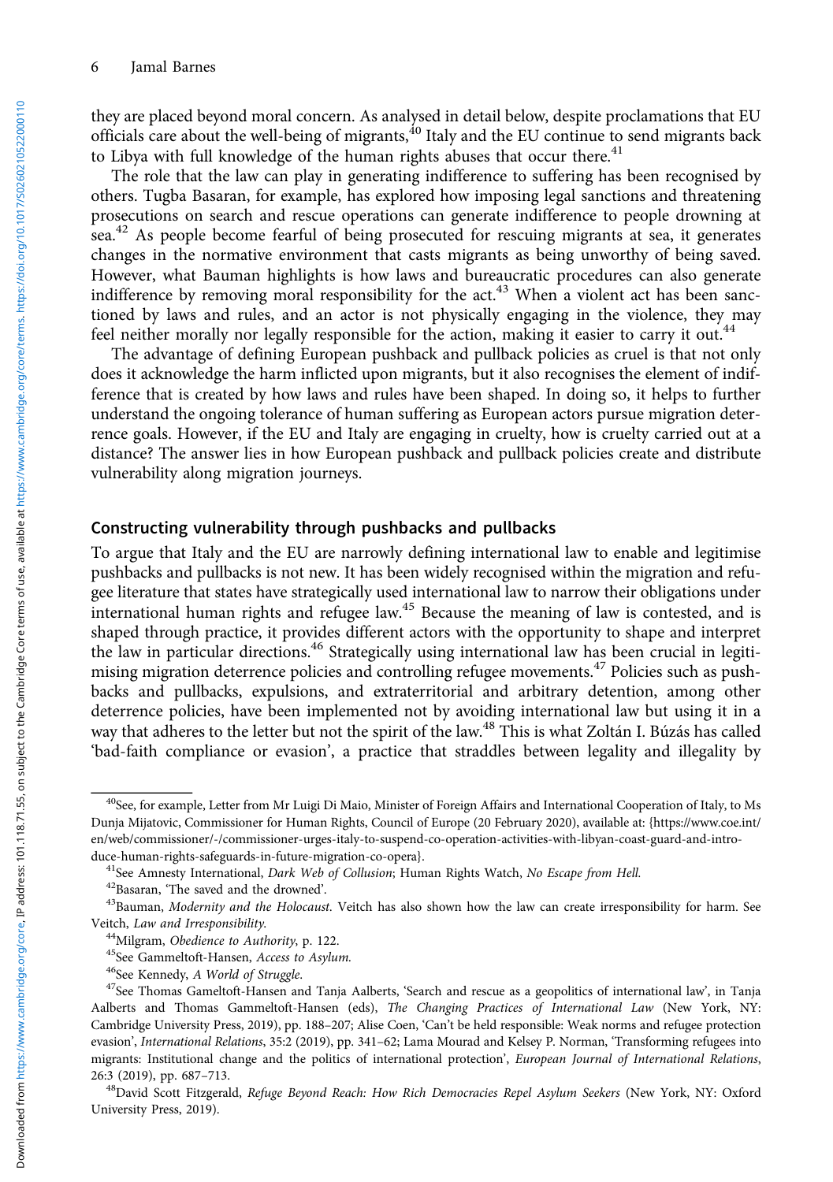they are placed beyond moral concern. As analysed in detail below, despite proclamations that EU officials care about the well-being of migrants,[40] Italy and the EU continue to send migrants back to Libya with full knowledge of the human rights abuses that occur there.[41]

The role that the law can play in generating indifference to suffering has been recognised by others. Tugba Basaran, for example, has explored how imposing legal sanctions and threatening prosecutions on search and rescue operations can generate indifference to people drowning at sea.[42] As people become fearful of being prosecuted for rescuing migrants at sea, it generates changes in the normative environment that casts migrants as being unworthy of being saved. However, what Bauman highlights is how laws and bureaucratic procedures can also generate indifference by removing moral responsibility for the act.[43] When a violent act has been sanctioned by laws and rules, and an actor is not physically engaging in the violence, they may feel neither morally nor legally responsible for the action, making it easier to carry it out.[44]

The advantage of defining European pushback and pullback policies as cruel is that not only does it acknowledge the harm inflicted upon migrants, but it also recognises the element of indifference that is created by how laws and rules have been shaped. In doing so, it helps to further understand the ongoing tolerance of human suffering as European actors pursue migration deterrence goals. However, if the EU and Italy are engaging in cruelty, how is cruelty carried out at a distance? The answer lies in how European pushback and pullback policies create and distribute vulnerability along migration journeys.

## Constructing vulnerability through pushbacks and pullbacks

To argue that Italy and the EU are narrowly defining international law to enable and legitimise pushbacks and pullbacks is not new. It has been widely recognised within the migration and refugee literature that states have strategically used international law to narrow their obligations under international human rights and refugee law.[45] Because the meaning of law is contested, and is shaped through practice, it provides different actors with the opportunity to shape and interpret the law in particular directions.[46] Strategically using international law has been crucial in legitimising migration deterrence policies and controlling refugee movements.[47] Policies such as pushbacks and pullbacks, expulsions, and extraterritorial and arbitrary detention, among other deterrence policies, have been implemented not by avoiding international law but using it in a way that adheres to the letter but not the spirit of the law.[48] This is what Zoltán I. Búzás has called 'bad-faith compliance or evasion', a practice that straddles between legality and illegality by

---

[40] See, for example, Letter from Mr Luigi Di Maio, Minister of Foreign Affairs and International Cooperation of Italy, to Ms Dunja Mijatovic, Commissioner for Human Rights, Council of Europe (20 February 2020), available at: {https://www.coe.int/en/web/commissioner/-/commissioner-urges-italy-to-suspend-co-operation-activities-with-libyan-coast-guard-and-introduce-human-rights-safeguards-in-future-migration-co-opera}.

[41] See Amnesty International, *Dark Web of Collusion*; Human Rights Watch, *No Escape from Hell*.

[42] Basaran, 'The saved and the drowned'.

[43] Bauman, *Modernity and the Holocaust*. Veitch has also shown how the law can create irresponsibility for harm. See Veitch, *Law and Irresponsibility*.

[44] Milgram, *Obedience to Authority*, p. 122.

[45] See Gammeltoft-Hansen, *Access to Asylum*.

[46] See Kennedy, *A World of Struggle*.

[47] See Thomas Gameltoft-Hansen and Tanja Aalberts, 'Search and rescue as a geopolitics of international law', in Tanja Aalberts and Thomas Gammeltoft-Hansen (eds), *The Changing Practices of International Law* (New York, NY: Cambridge University Press, 2019), pp. 188–207; Alise Coen, 'Can't be held responsible: Weak norms and refugee protection evasion', *International Relations*, 35:2 (2019), pp. 341–62; Lama Mourad and Kelsey P. Norman, 'Transforming refugees into migrants: Institutional change and the politics of international protection', *European Journal of International Relations*, 26:3 (2019), pp. 687–713.

[48] David Scott Fitzgerald, *Refuge Beyond Reach: How Rich Democracies Repel Asylum Seekers* (New York, NY: Oxford University Press, 2019).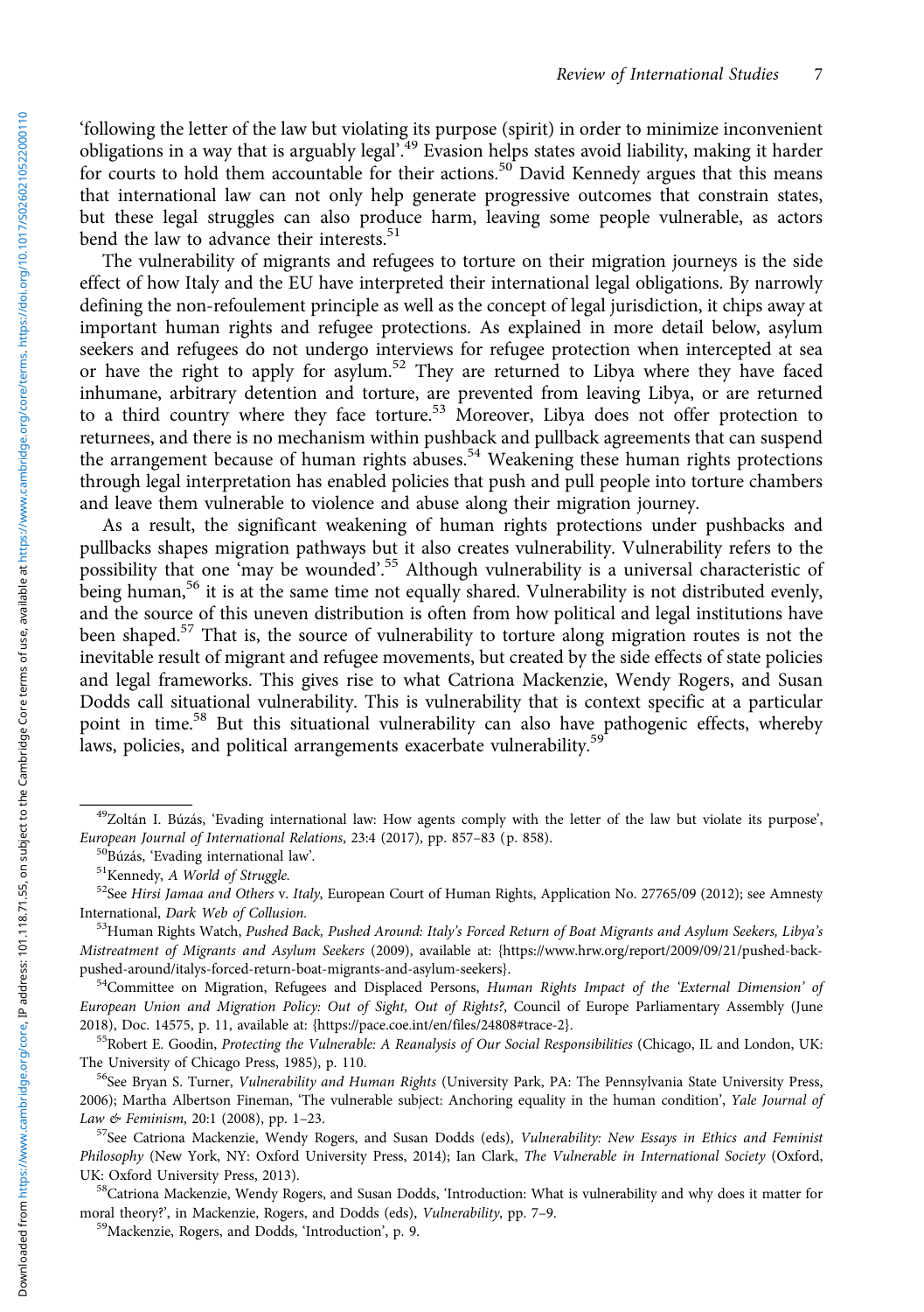'following the letter of the law but violating its purpose (spirit) in order to minimize inconvenient obligations in a way that is arguably legal'.[49] Evasion helps states avoid liability, making it harder for courts to hold them accountable for their actions.[50] David Kennedy argues that this means that international law can not only help generate progressive outcomes that constrain states, but these legal struggles can also produce harm, leaving some people vulnerable, as actors bend the law to advance their interests.[51]

The vulnerability of migrants and refugees to torture on their migration journeys is the side effect of how Italy and the EU have interpreted their international legal obligations. By narrowly defining the non-refoulement principle as well as the concept of legal jurisdiction, it chips away at important human rights and refugee protections. As explained in more detail below, asylum seekers and refugees do not undergo interviews for refugee protection when intercepted at sea or have the right to apply for asylum.[52] They are returned to Libya where they have faced inhumane, arbitrary detention and torture, are prevented from leaving Libya, or are returned to a third country where they face torture.[53] Moreover, Libya does not offer protection to returnees, and there is no mechanism within pushback and pullback agreements that can suspend the arrangement because of human rights abuses.[54] Weakening these human rights protections through legal interpretation has enabled policies that push and pull people into torture chambers and leave them vulnerable to violence and abuse along their migration journey.

As a result, the significant weakening of human rights protections under pushbacks and pullbacks shapes migration pathways but it also creates vulnerability. Vulnerability refers to the possibility that one 'may be wounded'.[55] Although vulnerability is a universal characteristic of being human,[56] it is at the same time not equally shared. Vulnerability is not distributed evenly, and the source of this uneven distribution is often from how political and legal institutions have been shaped.[57] That is, the source of vulnerability to torture along migration routes is not the inevitable result of migrant and refugee movements, but created by the side effects of state policies and legal frameworks. This gives rise to what Catriona Mackenzie, Wendy Rogers, and Susan Dodds call situational vulnerability. This is vulnerability that is context specific at a particular point in time.[58] But this situational vulnerability can also have pathogenic effects, whereby laws, policies, and political arrangements exacerbate vulnerability.[59]

---

[49] Zoltán I. Búzás, 'Evading international law: How agents comply with the letter of the law but violate its purpose', *European Journal of International Relations*, 23:4 (2017), pp. 857–83 (p. 858).

[50] Búzás, 'Evading international law'.

[51] Kennedy, *A World of Struggle*.

[52] See *Hirsi Jamaa and Others* v. *Italy*, European Court of Human Rights, Application No. 27765/09 (2012); see Amnesty International, *Dark Web of Collusion*.

[53] Human Rights Watch, *Pushed Back, Pushed Around: Italy's Forced Return of Boat Migrants and Asylum Seekers, Libya's Mistreatment of Migrants and Asylum Seekers* (2009), available at: {https://www.hrw.org/report/2009/09/21/pushed-back-pushed-around/italys-forced-return-boat-migrants-and-asylum-seekers}.

[54] Committee on Migration, Refugees and Displaced Persons, *Human Rights Impact of the 'External Dimension' of European Union and Migration Policy: Out of Sight, Out of Rights?*, Council of Europe Parliamentary Assembly (June 2018), Doc. 14575, p. 11, available at: {https://pace.coe.int/en/files/24808#trace-2}.

[55] Robert E. Goodin, *Protecting the Vulnerable: A Reanalysis of Our Social Responsibilities* (Chicago, IL and London, UK: The University of Chicago Press, 1985), p. 110.

[56] See Bryan S. Turner, *Vulnerability and Human Rights* (University Park, PA: The Pennsylvania State University Press, 2006); Martha Albertson Fineman, 'The vulnerable subject: Anchoring equality in the human condition', *Yale Journal of Law & Feminism*, 20:1 (2008), pp. 1–23.

[57] See Catriona Mackenzie, Wendy Rogers, and Susan Dodds (eds), *Vulnerability: New Essays in Ethics and Feminist Philosophy* (New York, NY: Oxford University Press, 2014); Ian Clark, *The Vulnerable in International Society* (Oxford, UK: Oxford University Press, 2013).

[58] Catriona Mackenzie, Wendy Rogers, and Susan Dodds, 'Introduction: What is vulnerability and why does it matter for moral theory?', in Mackenzie, Rogers, and Dodds (eds), *Vulnerability*, pp. 7–9.

[59] Mackenzie, Rogers, and Dodds, 'Introduction', p. 9.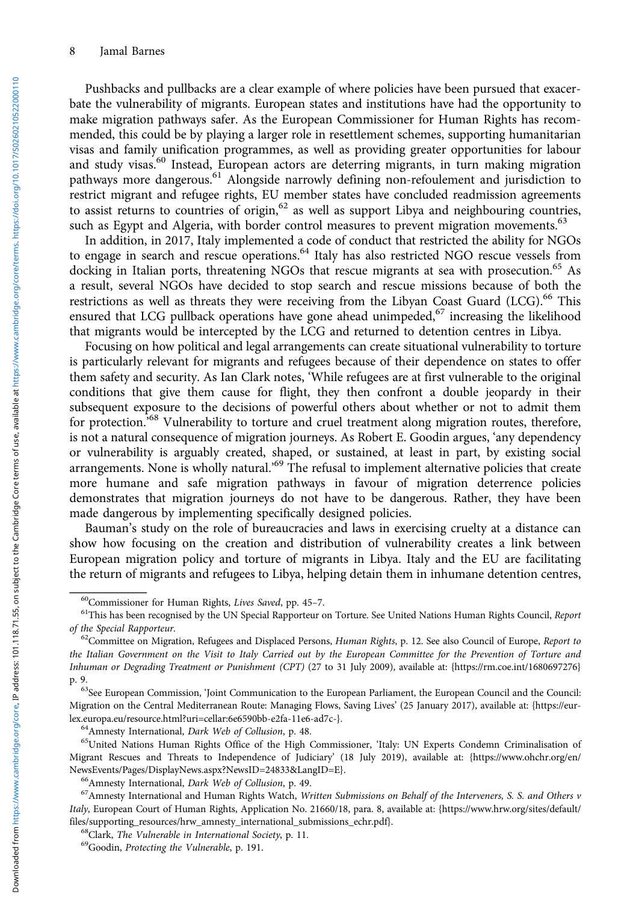Pushbacks and pullbacks are a clear example of where policies have been pursued that exacerbate the vulnerability of migrants. European states and institutions have had the opportunity to make migration pathways safer. As the European Commissioner for Human Rights has recommended, this could be by playing a larger role in resettlement schemes, supporting humanitarian visas and family unification programmes, as well as providing greater opportunities for labour and study visas.[60] Instead, European actors are deterring migrants, in turn making migration pathways more dangerous.[61] Alongside narrowly defining non-refoulement and jurisdiction to restrict migrant and refugee rights, EU member states have concluded readmission agreements to assist returns to countries of origin,[62] as well as support Libya and neighbouring countries, such as Egypt and Algeria, with border control measures to prevent migration movements.[63]

In addition, in 2017, Italy implemented a code of conduct that restricted the ability for NGOs to engage in search and rescue operations.[64] Italy has also restricted NGO rescue vessels from docking in Italian ports, threatening NGOs that rescue migrants at sea with prosecution.[65] As a result, several NGOs have decided to stop search and rescue missions because of both the restrictions as well as threats they were receiving from the Libyan Coast Guard (LCG).[66] This ensured that LCG pullback operations have gone ahead unimpeded,[67] increasing the likelihood that migrants would be intercepted by the LCG and returned to detention centres in Libya.

Focusing on how political and legal arrangements can create situational vulnerability to torture is particularly relevant for migrants and refugees because of their dependence on states to offer them safety and security. As Ian Clark notes, 'While refugees are at first vulnerable to the original conditions that give them cause for flight, they then confront a double jeopardy in their subsequent exposure to the decisions of powerful others about whether or not to admit them for protection.'[68] Vulnerability to torture and cruel treatment along migration routes, therefore, is not a natural consequence of migration journeys. As Robert E. Goodin argues, 'any dependency or vulnerability is arguably created, shaped, or sustained, at least in part, by existing social arrangements. None is wholly natural.'[69] The refusal to implement alternative policies that create more humane and safe migration pathways in favour of migration deterrence policies demonstrates that migration journeys do not have to be dangerous. Rather, they have been made dangerous by implementing specifically designed policies.

Bauman's study on the role of bureaucracies and laws in exercising cruelty at a distance can show how focusing on the creation and distribution of vulnerability creates a link between European migration policy and torture of migrants in Libya. Italy and the EU are facilitating the return of migrants and refugees to Libya, helping detain them in inhumane detention centres,

---

[60] Commissioner for Human Rights, *Lives Saved*, pp. 45–7.

[61] This has been recognised by the UN Special Rapporteur on Torture. See United Nations Human Rights Council, *Report of the Special Rapporteur*.

[62] Committee on Migration, Refugees and Displaced Persons, *Human Rights*, p. 12. See also Council of Europe, *Report to the Italian Government on the Visit to Italy Carried out by the European Committee for the Prevention of Torture and Inhuman or Degrading Treatment or Punishment (CPT)* (27 to 31 July 2009), available at: {https://rm.coe.int/1680697276} p. 9.

[63] See European Commission, 'Joint Communication to the European Parliament, the European Council and the Council: Migration on the Central Mediterranean Route: Managing Flows, Saving Lives' (25 January 2017), available at: {https://eur-lex.europa.eu/resource.html?uri=cellar:6e6590bb-e2fa-11e6-ad7c-}.

[64] Amnesty International, *Dark Web of Collusion*, p. 48.

[65] United Nations Human Rights Office of the High Commissioner, 'Italy: UN Experts Condemn Criminalisation of Migrant Rescues and Threats to Independence of Judiciary' (18 July 2019), available at: {https://www.ohchr.org/en/NewsEvents/Pages/DisplayNews.aspx?NewsID=24833&LangID=E}.

[66] Amnesty International, *Dark Web of Collusion*, p. 49.

[67] Amnesty International and Human Rights Watch, *Written Submissions on Behalf of the Interveners, S. S. and Others v Italy*, European Court of Human Rights, Application No. 21660/18, para. 8, available at: {https://www.hrw.org/sites/default/files/supporting_resources/hrw_amnesty_international_submissions_echr.pdf}.

[68] Clark, *The Vulnerable in International Society*, p. 11.

[69] Goodin, *Protecting the Vulnerable*, p. 191.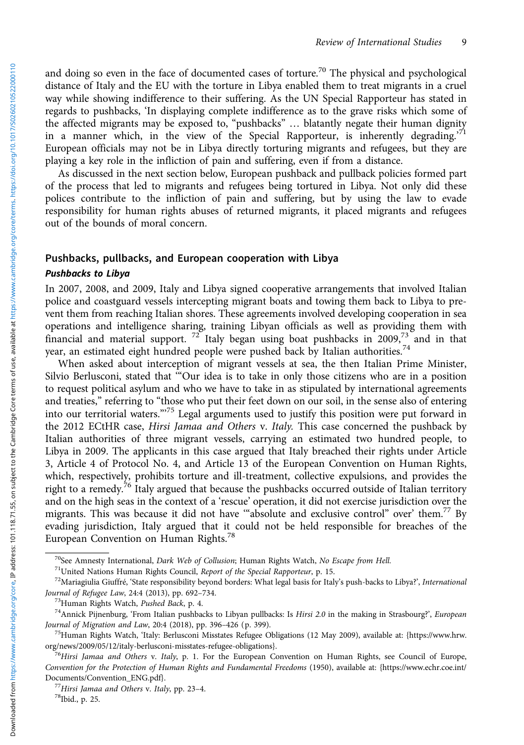and doing so even in the face of documented cases of torture.[70] The physical and psychological distance of Italy and the EU with the torture in Libya enabled them to treat migrants in a cruel way while showing indifference to their suffering. As the UN Special Rapporteur has stated in regards to pushbacks, 'In displaying complete indifference as to the grave risks which some of the affected migrants may be exposed to, "pushbacks" … blatantly negate their human dignity in a manner which, in the view of the Special Rapporteur, is inherently degrading.'[71] European officials may not be in Libya directly torturing migrants and refugees, but they are playing a key role in the infliction of pain and suffering, even if from a distance.

As discussed in the next section below, European pushback and pullback policies formed part of the process that led to migrants and refugees being tortured in Libya. Not only did these polices contribute to the infliction of pain and suffering, but by using the law to evade responsibility for human rights abuses of returned migrants, it placed migrants and refugees out of the bounds of moral concern.

## Pushbacks, pullbacks, and European cooperation with Libya

### *Pushbacks to Libya*

In 2007, 2008, and 2009, Italy and Libya signed cooperative arrangements that involved Italian police and coastguard vessels intercepting migrant boats and towing them back to Libya to prevent them from reaching Italian shores. These agreements involved developing cooperation in sea operations and intelligence sharing, training Libyan officials as well as providing them with financial and material support. [72] Italy began using boat pushbacks in 2009,[73] and in that year, an estimated eight hundred people were pushed back by Italian authorities.[74]

When asked about interception of migrant vessels at sea, the then Italian Prime Minister, Silvio Berlusconi, stated that '"Our idea is to take in only those citizens who are in a position to request political asylum and who we have to take in as stipulated by international agreements and treaties," referring to "those who put their feet down on our soil, in the sense also of entering into our territorial waters."'[75] Legal arguments used to justify this position were put forward in the 2012 ECtHR case, *Hirsi Jamaa and Others* v. *Italy.* This case concerned the pushback by Italian authorities of three migrant vessels, carrying an estimated two hundred people, to Libya in 2009. The applicants in this case argued that Italy breached their rights under Article 3, Article 4 of Protocol No. 4, and Article 13 of the European Convention on Human Rights, which, respectively, prohibits torture and ill-treatment, collective expulsions, and provides the right to a remedy.[76] Italy argued that because the pushbacks occurred outside of Italian territory and on the high seas in the context of a 'rescue' operation, it did not exercise jurisdiction over the migrants. This was because it did not have '"absolute and exclusive control" over' them.[77] By evading jurisdiction, Italy argued that it could not be held responsible for breaches of the European Convention on Human Rights.[78]

---

[70]See Amnesty International, *Dark Web of Collusion*; Human Rights Watch, *No Escape from Hell.*

[71]United Nations Human Rights Council, *Report of the Special Rapporteur*, p. 15.

[72]Mariagiulia Giuffré, 'State responsibility beyond borders: What legal basis for Italy's push-backs to Libya?', *International Journal of Refugee Law*, 24:4 (2013), pp. 692–734.

[73]Human Rights Watch, *Pushed Back*, p. 4.

[74]Annick Pijnenburg, 'From Italian pushbacks to Libyan pullbacks: Is *Hirsi 2.0* in the making in Strasbourg?', *European Journal of Migration and Law*, 20:4 (2018), pp. 396–426 (p. 399).

[75]Human Rights Watch, 'Italy: Berlusconi Misstates Refugee Obligations (12 May 2009), available at: {https://www.hrw.org/news/2009/05/12/italy-berlusconi-misstates-refugee-obligations}.

[76]*Hirsi Jamaa and Others* v. *Italy*, p. 1. For the European Convention on Human Rights, see Council of Europe, *Convention for the Protection of Human Rights and Fundamental Freedoms* (1950), available at: {https://www.echr.coe.int/Documents/Convention_ENG.pdf}.

[77]*Hirsi Jamaa and Others* v. *Italy*, pp. 23–4.

[78]Ibid., p. 25.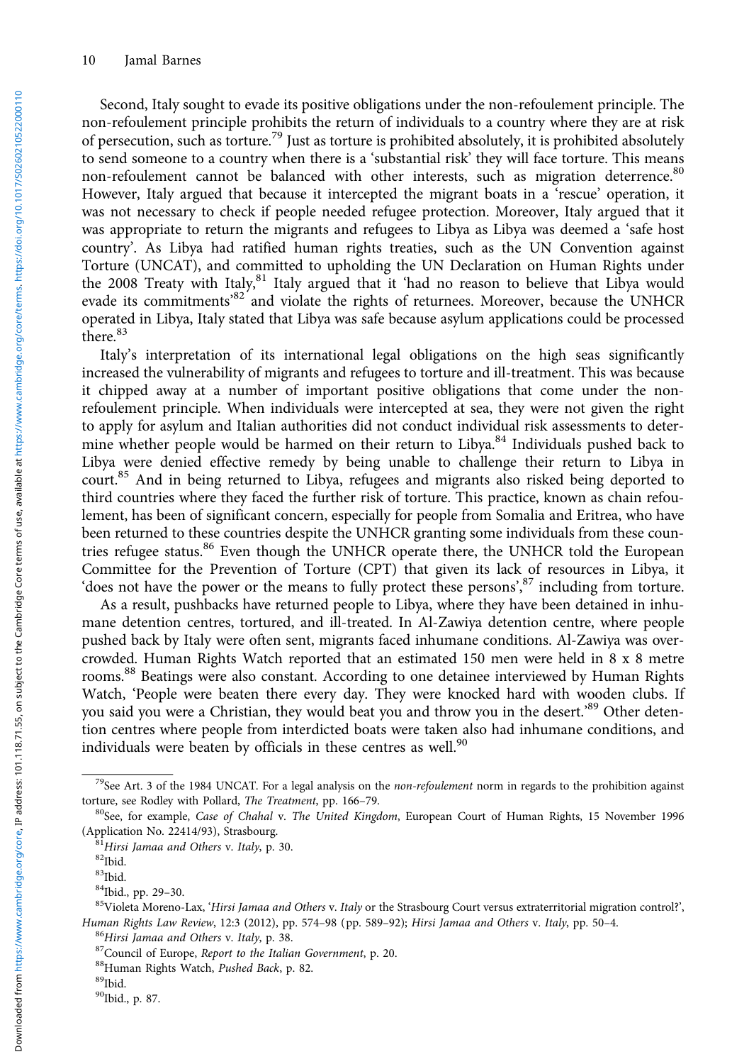Second, Italy sought to evade its positive obligations under the non-refoulement principle. The non-refoulement principle prohibits the return of individuals to a country where they are at risk of persecution, such as torture.[79] Just as torture is prohibited absolutely, it is prohibited absolutely to send someone to a country when there is a 'substantial risk' they will face torture. This means non-refoulement cannot be balanced with other interests, such as migration deterrence.[80] However, Italy argued that because it intercepted the migrant boats in a 'rescue' operation, it was not necessary to check if people needed refugee protection. Moreover, Italy argued that it was appropriate to return the migrants and refugees to Libya as Libya was deemed a 'safe host country'. As Libya had ratified human rights treaties, such as the UN Convention against Torture (UNCAT), and committed to upholding the UN Declaration on Human Rights under the 2008 Treaty with Italy,[81] Italy argued that it 'had no reason to believe that Libya would evade its commitments'[82] and violate the rights of returnees. Moreover, because the UNHCR operated in Libya, Italy stated that Libya was safe because asylum applications could be processed there.[83]

Italy's interpretation of its international legal obligations on the high seas significantly increased the vulnerability of migrants and refugees to torture and ill-treatment. This was because it chipped away at a number of important positive obligations that come under the non-refoulement principle. When individuals were intercepted at sea, they were not given the right to apply for asylum and Italian authorities did not conduct individual risk assessments to determine whether people would be harmed on their return to Libya.[84] Individuals pushed back to Libya were denied effective remedy by being unable to challenge their return to Libya in court.[85] And in being returned to Libya, refugees and migrants also risked being deported to third countries where they faced the further risk of torture. This practice, known as chain refoulement, has been of significant concern, especially for people from Somalia and Eritrea, who have been returned to these countries despite the UNHCR granting some individuals from these countries refugee status.[86] Even though the UNHCR operate there, the UNHCR told the European Committee for the Prevention of Torture (CPT) that given its lack of resources in Libya, it 'does not have the power or the means to fully protect these persons',[87] including from torture.

As a result, pushbacks have returned people to Libya, where they have been detained in inhumane detention centres, tortured, and ill-treated. In Al-Zawiya detention centre, where people pushed back by Italy were often sent, migrants faced inhumane conditions. Al-Zawiya was overcrowded. Human Rights Watch reported that an estimated 150 men were held in 8 x 8 metre rooms.[88] Beatings were also constant. According to one detainee interviewed by Human Rights Watch, 'People were beaten there every day. They were knocked hard with wooden clubs. If you said you were a Christian, they would beat you and throw you in the desert.'[89] Other detention centres where people from interdicted boats were taken also had inhumane conditions, and individuals were beaten by officials in these centres as well.[90]

---

[79] See Art. 3 of the 1984 UNCAT. For a legal analysis on the *non-refoulement* norm in regards to the prohibition against torture, see Rodley with Pollard, *The Treatment*, pp. 166–79.

[80] See, for example, *Case of Chahal* v. *The United Kingdom*, European Court of Human Rights, 15 November 1996 (Application No. 22414/93), Strasbourg.

[81] *Hirsi Jamaa and Others* v. *Italy*, p. 30.

[82] Ibid.

[83] Ibid.

[84] Ibid., pp. 29–30.

[85] Violeta Moreno-Lax, '*Hirsi Jamaa and Others* v. *Italy* or the Strasbourg Court versus extraterritorial migration control?', *Human Rights Law Review*, 12:3 (2012), pp. 574–98 (pp. 589–92); *Hirsi Jamaa and Others* v. *Italy*, pp. 50–4.

[86] *Hirsi Jamaa and Others* v. *Italy*, p. 38.

[87] Council of Europe, *Report to the Italian Government*, p. 20.

[88] Human Rights Watch, *Pushed Back*, p. 82.

[89] Ibid.

[90] Ibid., p. 87.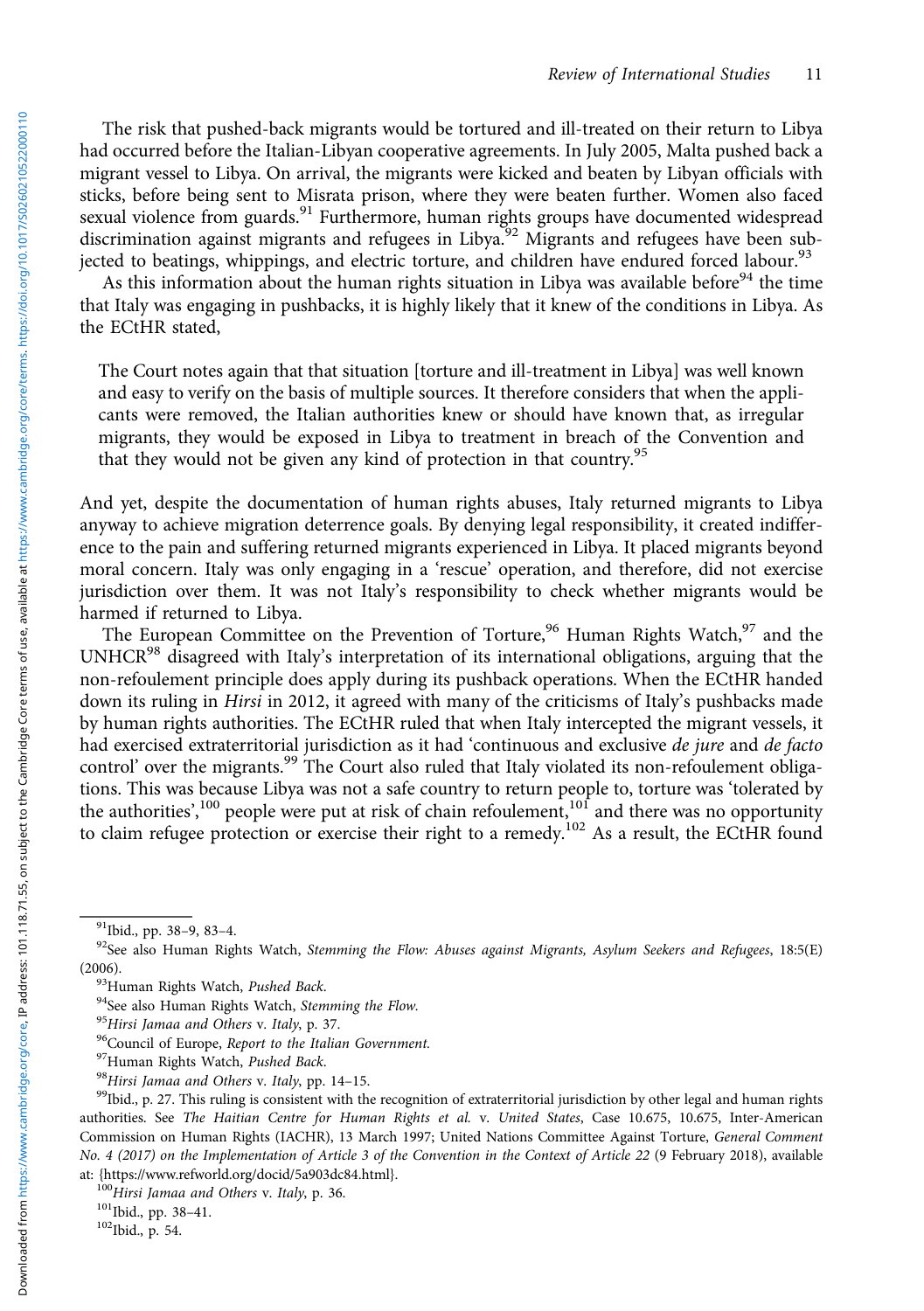The risk that pushed-back migrants would be tortured and ill-treated on their return to Libya had occurred before the Italian-Libyan cooperative agreements. In July 2005, Malta pushed back a migrant vessel to Libya. On arrival, the migrants were kicked and beaten by Libyan officials with sticks, before being sent to Misrata prison, where they were beaten further. Women also faced sexual violence from guards.[91] Furthermore, human rights groups have documented widespread discrimination against migrants and refugees in Libya.[92] Migrants and refugees have been subjected to beatings, whippings, and electric torture, and children have endured forced labour.[93]

As this information about the human rights situation in Libya was available before[94] the time that Italy was engaging in pushbacks, it is highly likely that it knew of the conditions in Libya. As the ECtHR stated,

> The Court notes again that that situation [torture and ill-treatment in Libya] was well known and easy to verify on the basis of multiple sources. It therefore considers that when the applicants were removed, the Italian authorities knew or should have known that, as irregular migrants, they would be exposed in Libya to treatment in breach of the Convention and that they would not be given any kind of protection in that country.[95]

And yet, despite the documentation of human rights abuses, Italy returned migrants to Libya anyway to achieve migration deterrence goals. By denying legal responsibility, it created indifference to the pain and suffering returned migrants experienced in Libya. It placed migrants beyond moral concern. Italy was only engaging in a 'rescue' operation, and therefore, did not exercise jurisdiction over them. It was not Italy's responsibility to check whether migrants would be harmed if returned to Libya.

The European Committee on the Prevention of Torture,[96] Human Rights Watch,[97] and the UNHCR[98] disagreed with Italy's interpretation of its international obligations, arguing that the non-refoulement principle does apply during its pushback operations. When the ECtHR handed down its ruling in *Hirsi* in 2012, it agreed with many of the criticisms of Italy's pushbacks made by human rights authorities. The ECtHR ruled that when Italy intercepted the migrant vessels, it had exercised extraterritorial jurisdiction as it had 'continuous and exclusive *de jure* and *de facto* control' over the migrants.[99] The Court also ruled that Italy violated its non-refoulement obligations. This was because Libya was not a safe country to return people to, torture was 'tolerated by the authorities',[100] people were put at risk of chain refoulement,[101] and there was no opportunity to claim refugee protection or exercise their right to a remedy.[102] As a result, the ECtHR found

---

[91] Ibid., pp. 38–9, 83–4.

[92] See also Human Rights Watch, *Stemming the Flow: Abuses against Migrants, Asylum Seekers and Refugees*, 18:5(E) (2006).

[93] Human Rights Watch, *Pushed Back.*

[94] See also Human Rights Watch, *Stemming the Flow.*

[95] *Hirsi Jamaa and Others* v. *Italy*, p. 37.

[96] Council of Europe, *Report to the Italian Government.*

[97] Human Rights Watch, *Pushed Back.*

[98] *Hirsi Jamaa and Others* v. *Italy*, pp. 14–15.

[99] Ibid., p. 27. This ruling is consistent with the recognition of extraterritorial jurisdiction by other legal and human rights authorities. See *The Haitian Centre for Human Rights et al.* v. *United States*, Case 10.675, 10.675, Inter-American Commission on Human Rights (IACHR), 13 March 1997; United Nations Committee Against Torture, *General Comment No. 4 (2017) on the Implementation of Article 3 of the Convention in the Context of Article 22* (9 February 2018), available at: {https://www.refworld.org/docid/5a903dc84.html}.

[100] *Hirsi Jamaa and Others* v. *Italy*, p. 36.

[101] Ibid., pp. 38–41.

[102] Ibid., p. 54.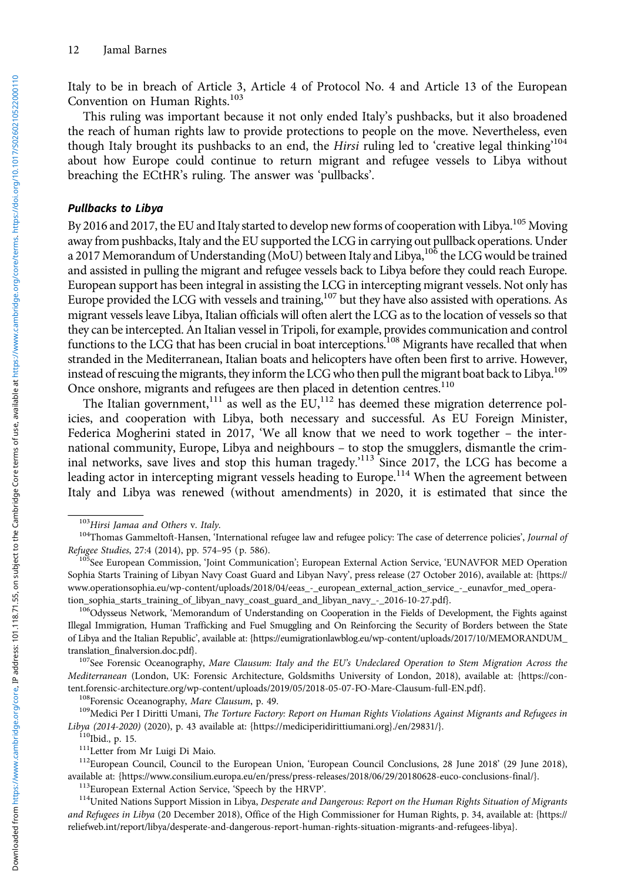Italy to be in breach of Article 3, Article 4 of Protocol No. 4 and Article 13 of the European Convention on Human Rights.[103]

This ruling was important because it not only ended Italy's pushbacks, but it also broadened the reach of human rights law to provide protections to people on the move. Nevertheless, even though Italy brought its pushbacks to an end, the *Hirsi* ruling led to 'creative legal thinking'[104] about how Europe could continue to return migrant and refugee vessels to Libya without breaching the ECtHR's ruling. The answer was 'pullbacks'.

#### Pullbacks to Libya

By 2016 and 2017, the EU and Italy started to develop new forms of cooperation with Libya.[105] Moving away from pushbacks, Italy and the EU supported the LCG in carrying out pullback operations. Under a 2017 Memorandum of Understanding (MoU) between Italy and Libya,[106] the LCG would be trained and assisted in pulling the migrant and refugee vessels back to Libya before they could reach Europe. European support has been integral in assisting the LCG in intercepting migrant vessels. Not only has Europe provided the LCG with vessels and training,[107] but they have also assisted with operations. As migrant vessels leave Libya, Italian officials will often alert the LCG as to the location of vessels so that they can be intercepted. An Italian vessel in Tripoli, for example, provides communication and control functions to the LCG that has been crucial in boat interceptions.[108] Migrants have recalled that when stranded in the Mediterranean, Italian boats and helicopters have often been first to arrive. However, instead of rescuing the migrants, they inform the LCG who then pull the migrant boat back to Libya.[109] Once onshore, migrants and refugees are then placed in detention centres.[110]

The Italian government,[111] as well as the EU,[112] has deemed these migration deterrence policies, and cooperation with Libya, both necessary and successful. As EU Foreign Minister, Federica Mogherini stated in 2017, 'We all know that we need to work together – the international community, Europe, Libya and neighbours – to stop the smugglers, dismantle the criminal networks, save lives and stop this human tragedy.'[113] Since 2017, the LCG has become a leading actor in intercepting migrant vessels heading to Europe.[114] When the agreement between Italy and Libya was renewed (without amendments) in 2020, it is estimated that since the

---

[103] *Hirsi Jamaa and Others* v. *Italy*.

[104] Thomas Gammeltoft-Hansen, 'International refugee law and refugee policy: The case of deterrence policies', *Journal of Refugee Studies*, 27:4 (2014), pp. 574–95 (p. 586).

[105] See European Commission, 'Joint Communication'; European External Action Service, 'EUNAVFOR MED Operation Sophia Starts Training of Libyan Navy Coast Guard and Libyan Navy', press release (27 October 2016), available at: {https://www.operationsophia.eu/wp-content/uploads/2018/04/eeas_-_european_external_action_service_-_eunavfor_med_operation_sophia_starts_training_of_libyan_navy_coast_guard_and_libyan_navy_-_2016-10-27.pdf}.

[106] Odysseus Network, 'Memorandum of Understanding on Cooperation in the Fields of Development, the Fights against Illegal Immigration, Human Trafficking and Fuel Smuggling and On Reinforcing the Security of Borders between the State of Libya and the Italian Republic', available at: {https://eumigrationlawblog.eu/wp-content/uploads/2017/10/MEMORANDUM_translation_finalversion.doc.pdf}.

[107] See Forensic Oceanography, *Mare Clausum: Italy and the EU's Undeclared Operation to Stem Migration Across the Mediterranean* (London, UK: Forensic Architecture, Goldsmiths University of London, 2018), available at: {https://content.forensic-architecture.org/wp-content/uploads/2019/05/2018-05-07-FO-Mare-Clausum-full-EN.pdf}.

[108] Forensic Oceanography, *Mare Clausum*, p. 49.

[109] Medici Per I Diritti Umani, *The Torture Factory: Report on Human Rights Violations Against Migrants and Refugees in Libya (2014-2020)* (2020), p. 43 available at: {https://mediciperidirittiumani.org}./en/29831/}.

[110] Ibid., p. 15.

[111] Letter from Mr Luigi Di Maio.

[112] European Council, Council to the European Union, 'European Council Conclusions, 28 June 2018' (29 June 2018), available at: {https://www.consilium.europa.eu/en/press/press-releases/2018/06/29/20180628-euco-conclusions-final/}.

[113] European External Action Service, 'Speech by the HRVP'.

[114] United Nations Support Mission in Libya, *Desperate and Dangerous: Report on the Human Rights Situation of Migrants and Refugees in Libya* (20 December 2018), Office of the High Commissioner for Human Rights, p. 34, available at: {https://reliefweb.int/report/libya/desperate-and-dangerous-report-human-rights-situation-migrants-and-refugees-libya}.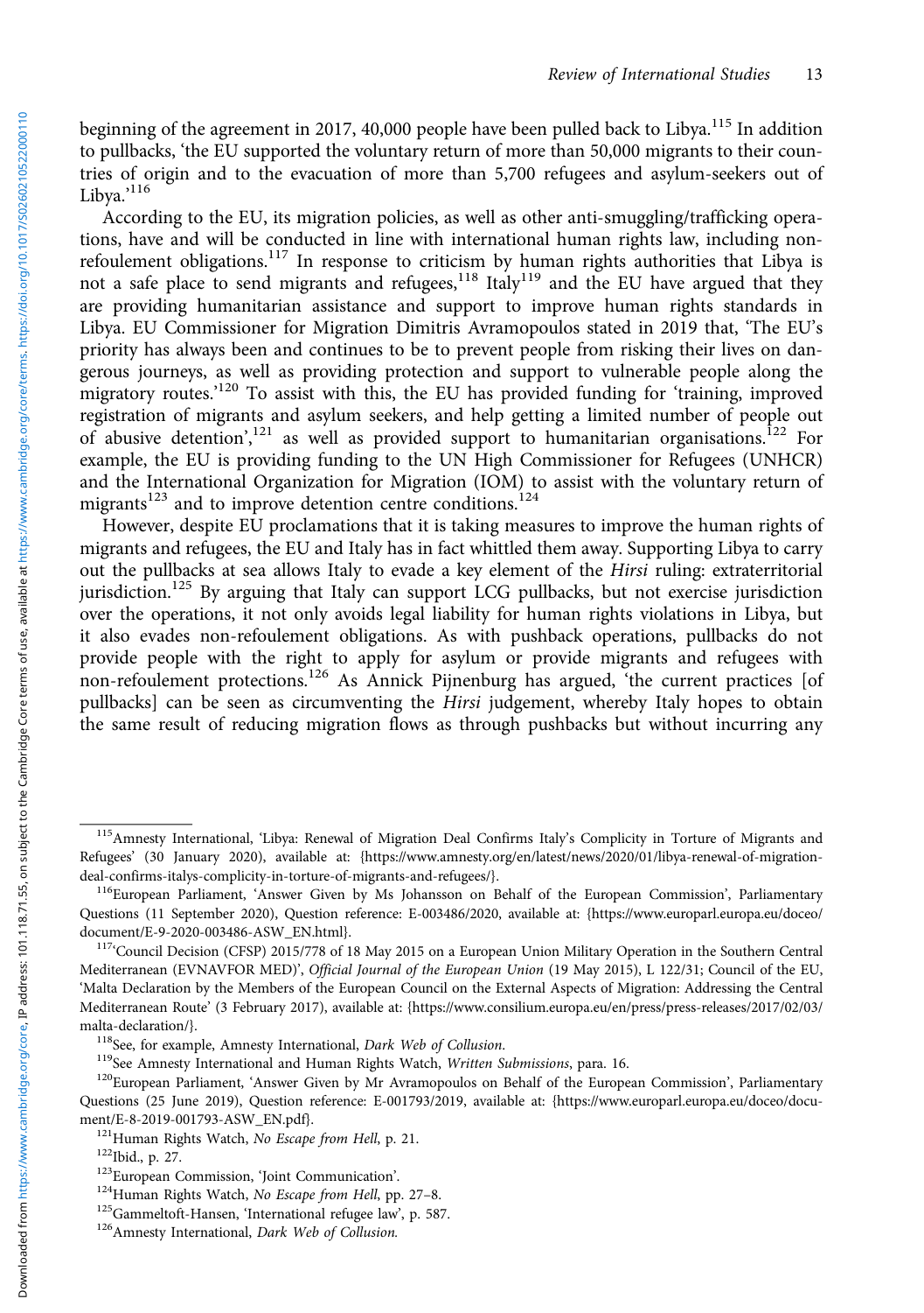beginning of the agreement in 2017, 40,000 people have been pulled back to Libya.[115] In addition to pullbacks, 'the EU supported the voluntary return of more than 50,000 migrants to their countries of origin and to the evacuation of more than 5,700 refugees and asylum-seekers out of Libya.'[116]

According to the EU, its migration policies, as well as other anti-smuggling/trafficking operations, have and will be conducted in line with international human rights law, including non-refoulement obligations.[117] In response to criticism by human rights authorities that Libya is not a safe place to send migrants and refugees,[118] Italy[119] and the EU have argued that they are providing humanitarian assistance and support to improve human rights standards in Libya. EU Commissioner for Migration Dimitris Avramopoulos stated in 2019 that, 'The EU's priority has always been and continues to be to prevent people from risking their lives on dangerous journeys, as well as providing protection and support to vulnerable people along the migratory routes.'[120] To assist with this, the EU has provided funding for 'training, improved registration of migrants and asylum seekers, and help getting a limited number of people out of abusive detention',[121] as well as provided support to humanitarian organisations.[122] For example, the EU is providing funding to the UN High Commissioner for Refugees (UNHCR) and the International Organization for Migration (IOM) to assist with the voluntary return of migrants[123] and to improve detention centre conditions.[124]

However, despite EU proclamations that it is taking measures to improve the human rights of migrants and refugees, the EU and Italy has in fact whittled them away. Supporting Libya to carry out the pullbacks at sea allows Italy to evade a key element of the *Hirsi* ruling: extraterritorial jurisdiction.[125] By arguing that Italy can support LCG pullbacks, but not exercise jurisdiction over the operations, it not only avoids legal liability for human rights violations in Libya, but it also evades non-refoulement obligations. As with pushback operations, pullbacks do not provide people with the right to apply for asylum or provide migrants and refugees with non-refoulement protections.[126] As Annick Pijnenburg has argued, 'the current practices [of pullbacks] can be seen as circumventing the *Hirsi* judgement, whereby Italy hopes to obtain the same result of reducing migration flows as through pushbacks but without incurring any

---

[115] Amnesty International, 'Libya: Renewal of Migration Deal Confirms Italy's Complicity in Torture of Migrants and Refugees' (30 January 2020), available at: {https://www.amnesty.org/en/latest/news/2020/01/libya-renewal-of-migration-deal-confirms-italys-complicity-in-torture-of-migrants-and-refugees/}.

[116] European Parliament, 'Answer Given by Ms Johansson on Behalf of the European Commission', Parliamentary Questions (11 September 2020), Question reference: E-003486/2020, available at: {https://www.europarl.europa.eu/doceo/document/E-9-2020-003486-ASW_EN.html}.

[117] 'Council Decision (CFSP) 2015/778 of 18 May 2015 on a European Union Military Operation in the Southern Central Mediterranean (EVNAVFOR MED)', *Official Journal of the European Union* (19 May 2015), L 122/31; Council of the EU, 'Malta Declaration by the Members of the European Council on the External Aspects of Migration: Addressing the Central Mediterranean Route' (3 February 2017), available at: {https://www.consilium.europa.eu/en/press/press-releases/2017/02/03/malta-declaration/}.

[118] See, for example, Amnesty International, *Dark Web of Collusion*.

[119] See Amnesty International and Human Rights Watch, *Written Submissions*, para. 16.

[120] European Parliament, 'Answer Given by Mr Avramopoulos on Behalf of the European Commission', Parliamentary Questions (25 June 2019), Question reference: E-001793/2019, available at: {https://www.europarl.europa.eu/doceo/document/E-8-2019-001793-ASW_EN.pdf}.

[121] Human Rights Watch, *No Escape from Hell*, p. 21.

[122] Ibid., p. 27.

[123] European Commission, 'Joint Communication'.

[124] Human Rights Watch, *No Escape from Hell*, pp. 27–8.

[125] Gammeltoft-Hansen, 'International refugee law', p. 587.

[126] Amnesty International, *Dark Web of Collusion*.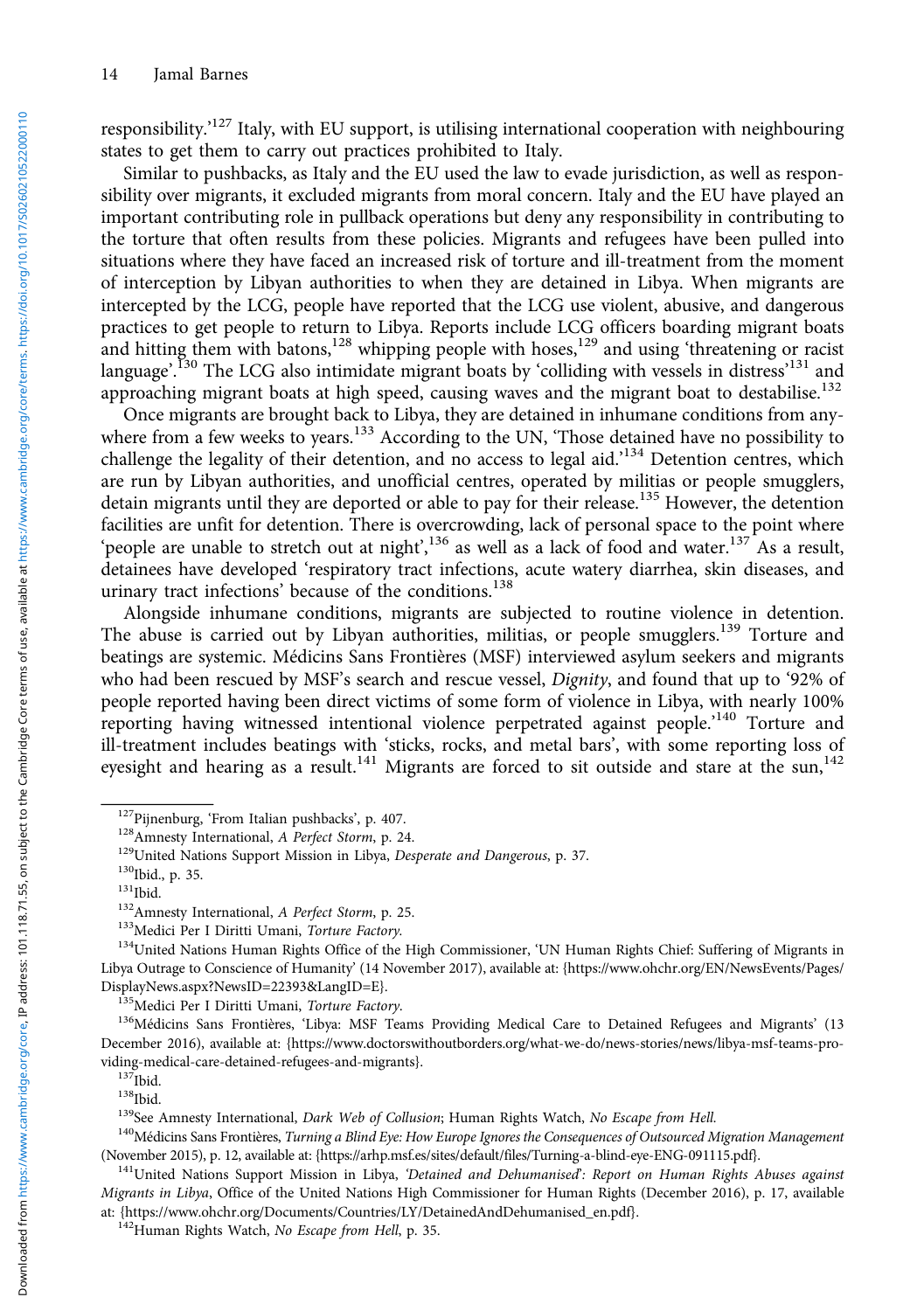responsibility.'[127] Italy, with EU support, is utilising international cooperation with neighbouring states to get them to carry out practices prohibited to Italy.

Similar to pushbacks, as Italy and the EU used the law to evade jurisdiction, as well as responsibility over migrants, it excluded migrants from moral concern. Italy and the EU have played an important contributing role in pullback operations but deny any responsibility in contributing to the torture that often results from these policies. Migrants and refugees have been pulled into situations where they have faced an increased risk of torture and ill-treatment from the moment of interception by Libyan authorities to when they are detained in Libya. When migrants are intercepted by the LCG, people have reported that the LCG use violent, abusive, and dangerous practices to get people to return to Libya. Reports include LCG officers boarding migrant boats and hitting them with batons,[128] whipping people with hoses,[129] and using 'threatening or racist language'.[130] The LCG also intimidate migrant boats by 'colliding with vessels in distress'[131] and approaching migrant boats at high speed, causing waves and the migrant boat to destabilise.[132]

Once migrants are brought back to Libya, they are detained in inhumane conditions from anywhere from a few weeks to years.[133] According to the UN, 'Those detained have no possibility to challenge the legality of their detention, and no access to legal aid.'[134] Detention centres, which are run by Libyan authorities, and unofficial centres, operated by militias or people smugglers, detain migrants until they are deported or able to pay for their release.[135] However, the detention facilities are unfit for detention. There is overcrowding, lack of personal space to the point where 'people are unable to stretch out at night',[136] as well as a lack of food and water.[137] As a result, detainees have developed 'respiratory tract infections, acute watery diarrhea, skin diseases, and urinary tract infections' because of the conditions.[138]

Alongside inhumane conditions, migrants are subjected to routine violence in detention. The abuse is carried out by Libyan authorities, militias, or people smugglers.[139] Torture and beatings are systemic. Médicins Sans Frontières (MSF) interviewed asylum seekers and migrants who had been rescued by MSF's search and rescue vessel, *Dignity*, and found that up to '92% of people reported having been direct victims of some form of violence in Libya, with nearly 100% reporting having witnessed intentional violence perpetrated against people.'[140] Torture and ill-treatment includes beatings with 'sticks, rocks, and metal bars', with some reporting loss of eyesight and hearing as a result.[141] Migrants are forced to sit outside and stare at the sun,[142]

---

[127] Pijnenburg, 'From Italian pushbacks', p. 407.

[128] Amnesty International, *A Perfect Storm*, p. 24.

[129] United Nations Support Mission in Libya, *Desperate and Dangerous*, p. 37.

[130] Ibid., p. 35.

[131] Ibid.

[132] Amnesty International, *A Perfect Storm*, p. 25.

[133] Medici Per I Diritti Umani, *Torture Factory.*

[134] United Nations Human Rights Office of the High Commissioner, 'UN Human Rights Chief: Suffering of Migrants in Libya Outrage to Conscience of Humanity' (14 November 2017), available at: {https://www.ohchr.org/EN/NewsEvents/Pages/DisplayNews.aspx?NewsID=22393&LangID=E}.

[135] Medici Per I Diritti Umani, *Torture Factory.*

[136] Médicins Sans Frontières, 'Libya: MSF Teams Providing Medical Care to Detained Refugees and Migrants' (13 December 2016), available at: {https://www.doctorswithoutborders.org/what-we-do/news-stories/news/libya-msf-teams-providing-medical-care-detained-refugees-and-migrants}.

[137] Ibid.

[138] Ibid.

[139] See Amnesty International, *Dark Web of Collusion*; Human Rights Watch, *No Escape from Hell.*

[140] Médicins Sans Frontières, *Turning a Blind Eye: How Europe Ignores the Consequences of Outsourced Migration Management* (November 2015), p. 12, available at: {https://arhp.msf.es/sites/default/files/Turning-a-blind-eye-ENG-091115.pdf}.

[141] United Nations Support Mission in Libya, *'Detained and Dehumanised': Report on Human Rights Abuses against Migrants in Libya*, Office of the United Nations High Commissioner for Human Rights (December 2016), p. 17, available at: {https://www.ohchr.org/Documents/Countries/LY/DetainedAndDehumanised_en.pdf}.

[142] Human Rights Watch, *No Escape from Hell*, p. 35.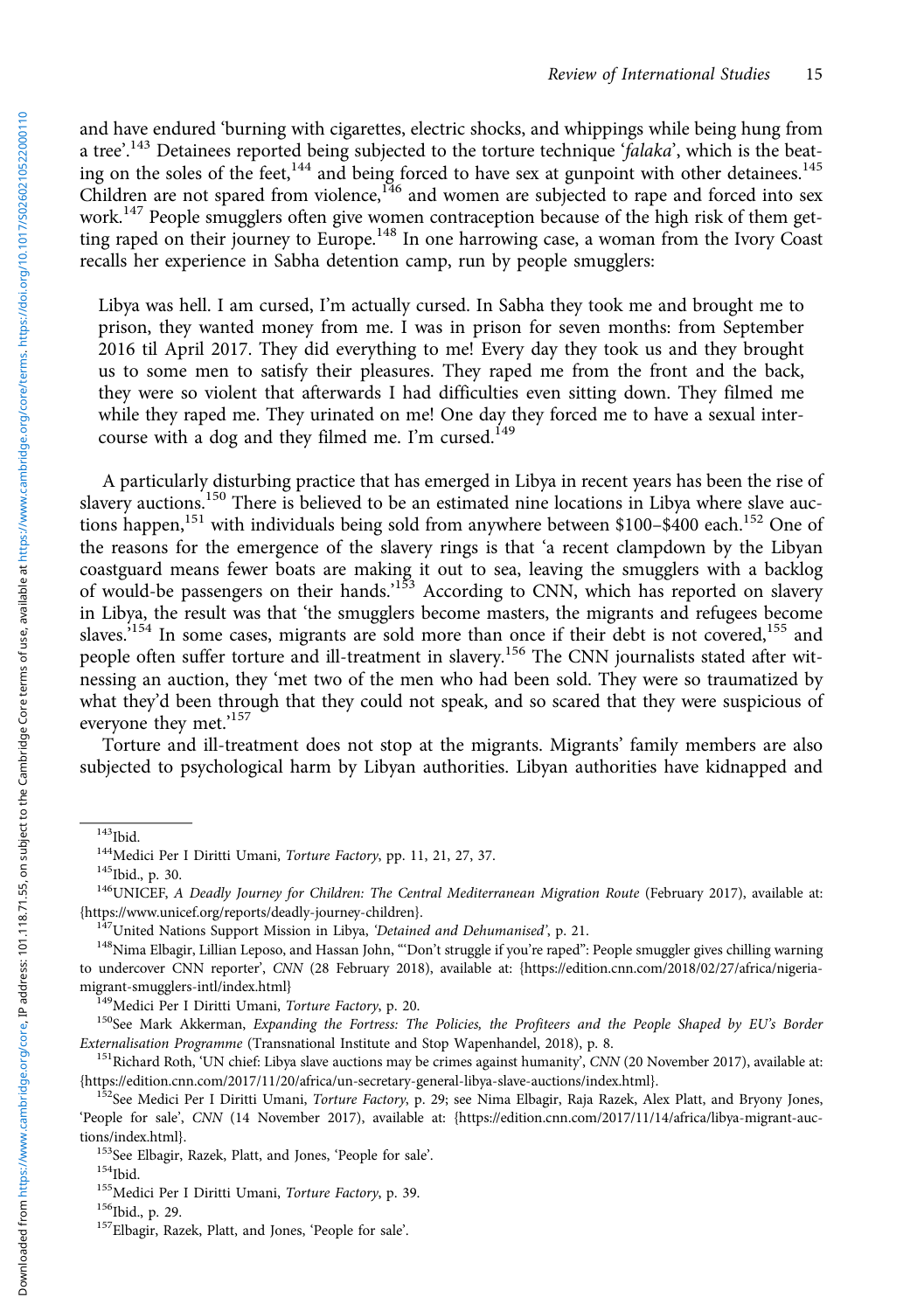and have endured 'burning with cigarettes, electric shocks, and whippings while being hung from a tree'.[143] Detainees reported being subjected to the torture technique '*falaka*', which is the beating on the soles of the feet,[144] and being forced to have sex at gunpoint with other detainees.[145] Children are not spared from violence,[146] and women are subjected to rape and forced into sex work.[147] People smugglers often give women contraception because of the high risk of them getting raped on their journey to Europe.[148] In one harrowing case, a woman from the Ivory Coast recalls her experience in Sabha detention camp, run by people smugglers:

> Libya was hell. I am cursed, I'm actually cursed. In Sabha they took me and brought me to prison, they wanted money from me. I was in prison for seven months: from September 2016 til April 2017. They did everything to me! Every day they took us and they brought us to some men to satisfy their pleasures. They raped me from the front and the back, they were so violent that afterwards I had difficulties even sitting down. They filmed me while they raped me. They urinated on me! One day they forced me to have a sexual intercourse with a dog and they filmed me. I'm cursed.[149]

A particularly disturbing practice that has emerged in Libya in recent years has been the rise of slavery auctions.[150] There is believed to be an estimated nine locations in Libya where slave auctions happen,[151] with individuals being sold from anywhere between $100–$400 each.[152] One of the reasons for the emergence of the slavery rings is that 'a recent clampdown by the Libyan coastguard means fewer boats are making it out to sea, leaving the smugglers with a backlog of would-be passengers on their hands.'[153] According to CNN, which has reported on slavery in Libya, the result was that 'the smugglers become masters, the migrants and refugees become slaves.'[154] In some cases, migrants are sold more than once if their debt is not covered,[155] and people often suffer torture and ill-treatment in slavery.[156] The CNN journalists stated after witnessing an auction, they 'met two of the men who had been sold. They were so traumatized by what they'd been through that they could not speak, and so scared that they were suspicious of everyone they met.'[157]

Torture and ill-treatment does not stop at the migrants. Migrants' family members are also subjected to psychological harm by Libyan authorities. Libyan authorities have kidnapped and

---

[143] Ibid.

[144] Medici Per I Diritti Umani, *Torture Factory*, pp. 11, 21, 27, 37.

[145] Ibid., p. 30.

[146] UNICEF, *A Deadly Journey for Children: The Central Mediterranean Migration Route* (February 2017), available at: {https://www.unicef.org/reports/deadly-journey-children}.

[147] United Nations Support Mission in Libya, *'Detained and Dehumanised'*, p. 21.

[148] Nima Elbagir, Lillian Leposo, and Hassan John, '"Don't struggle if you're raped": People smuggler gives chilling warning to undercover CNN reporter', *CNN* (28 February 2018), available at: {https://edition.cnn.com/2018/02/27/africa/nigeria-migrant-smugglers-intl/index.html}

[149] Medici Per I Diritti Umani, *Torture Factory*, p. 20.

[150] See Mark Akkerman, *Expanding the Fortress: The Policies, the Profiteers and the People Shaped by EU's Border Externalisation Programme* (Transnational Institute and Stop Wapenhandel, 2018), p. 8.

[151] Richard Roth, 'UN chief: Libya slave auctions may be crimes against humanity', *CNN* (20 November 2017), available at: {https://edition.cnn.com/2017/11/20/africa/un-secretary-general-libya-slave-auctions/index.html}.

[152] See Medici Per I Diritti Umani, *Torture Factory*, p. 29; see Nima Elbagir, Raja Razek, Alex Platt, and Bryony Jones, 'People for sale', *CNN* (14 November 2017), available at: {https://edition.cnn.com/2017/11/14/africa/libya-migrant-auctions/index.html}.

[153] See Elbagir, Razek, Platt, and Jones, 'People for sale'.

[154] Ibid.

[155] Medici Per I Diritti Umani, *Torture Factory*, p. 39.

[156] Ibid., p. 29.

[157] Elbagir, Razek, Platt, and Jones, 'People for sale'.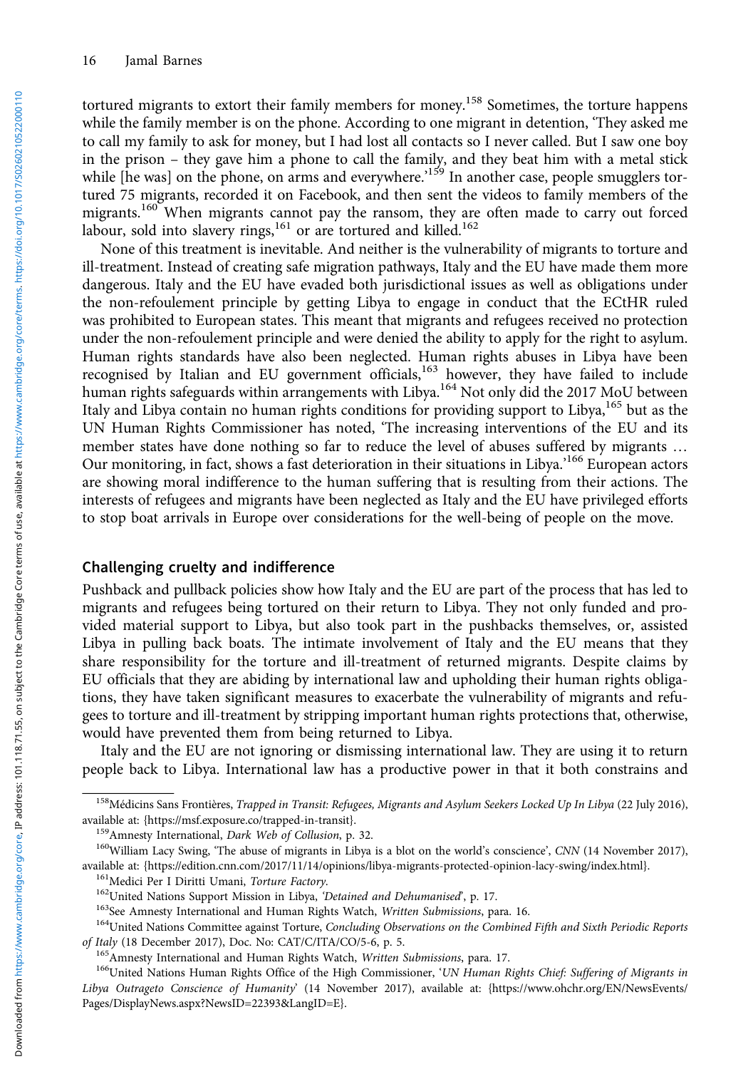tortured migrants to extort their family members for money.[158] Sometimes, the torture happens while the family member is on the phone. According to one migrant in detention, 'They asked me to call my family to ask for money, but I had lost all contacts so I never called. But I saw one boy in the prison – they gave him a phone to call the family, and they beat him with a metal stick while [he was] on the phone, on arms and everywhere.'[159] In another case, people smugglers tortured 75 migrants, recorded it on Facebook, and then sent the videos to family members of the migrants.[160] When migrants cannot pay the ransom, they are often made to carry out forced labour, sold into slavery rings,[161] or are tortured and killed.[162]

None of this treatment is inevitable. And neither is the vulnerability of migrants to torture and ill-treatment. Instead of creating safe migration pathways, Italy and the EU have made them more dangerous. Italy and the EU have evaded both jurisdictional issues as well as obligations under the non-refoulement principle by getting Libya to engage in conduct that the ECtHR ruled was prohibited to European states. This meant that migrants and refugees received no protection under the non-refoulement principle and were denied the ability to apply for the right to asylum. Human rights standards have also been neglected. Human rights abuses in Libya have been recognised by Italian and EU government officials,[163] however, they have failed to include human rights safeguards within arrangements with Libya.[164] Not only did the 2017 MoU between Italy and Libya contain no human rights conditions for providing support to Libya,[165] but as the UN Human Rights Commissioner has noted, 'The increasing interventions of the EU and its member states have done nothing so far to reduce the level of abuses suffered by migrants … Our monitoring, in fact, shows a fast deterioration in their situations in Libya.'[166] European actors are showing moral indifference to the human suffering that is resulting from their actions. The interests of refugees and migrants have been neglected as Italy and the EU have privileged efforts to stop boat arrivals in Europe over considerations for the well-being of people on the move.

## Challenging cruelty and indifference

Pushback and pullback policies show how Italy and the EU are part of the process that has led to migrants and refugees being tortured on their return to Libya. They not only funded and provided material support to Libya, but also took part in the pushbacks themselves, or, assisted Libya in pulling back boats. The intimate involvement of Italy and the EU means that they share responsibility for the torture and ill-treatment of returned migrants. Despite claims by EU officials that they are abiding by international law and upholding their human rights obligations, they have taken significant measures to exacerbate the vulnerability of migrants and refugees to torture and ill-treatment by stripping important human rights protections that, otherwise, would have prevented them from being returned to Libya.

Italy and the EU are not ignoring or dismissing international law. They are using it to return people back to Libya. International law has a productive power in that it both constrains and

---

[158] Médicins Sans Frontières, *Trapped in Transit: Refugees, Migrants and Asylum Seekers Locked Up In Libya* (22 July 2016), available at: {https://msf.exposure.co/trapped-in-transit}.

[159] Amnesty International, *Dark Web of Collusion*, p. 32.

[160] William Lacy Swing, 'The abuse of migrants in Libya is a blot on the world's conscience', *CNN* (14 November 2017), available at: {https://edition.cnn.com/2017/11/14/opinions/libya-migrants-protected-opinion-lacy-swing/index.html}.

[161] Medici Per I Diritti Umani, *Torture Factory*.

[162] United Nations Support Mission in Libya, *'Detained and Dehumanised'*, p. 17.

[163] See Amnesty International and Human Rights Watch, *Written Submissions*, para. 16.

[164] United Nations Committee against Torture, *Concluding Observations on the Combined Fifth and Sixth Periodic Reports of Italy* (18 December 2017), Doc. No: CAT/C/ITA/CO/5-6, p. 5.

[165] Amnesty International and Human Rights Watch, *Written Submissions*, para. 17.

[166] United Nations Human Rights Office of the High Commissioner, '*UN Human Rights Chief: Suffering of Migrants in Libya Outrageto Conscience of Humanity*' (14 November 2017), available at: {https://www.ohchr.org/EN/NewsEvents/Pages/DisplayNews.aspx?NewsID=22393&LangID=E}.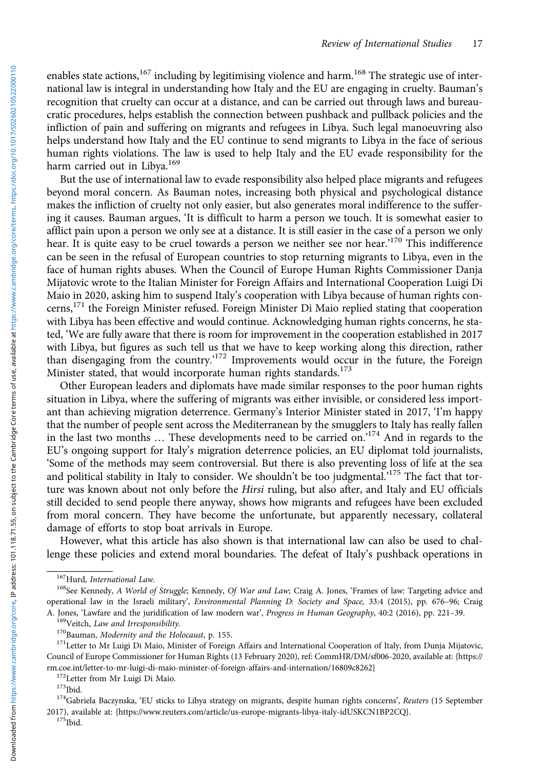enables state actions,[167] including by legitimising violence and harm.[168] The strategic use of international law is integral in understanding how Italy and the EU are engaging in cruelty. Bauman's recognition that cruelty can occur at a distance, and can be carried out through laws and bureaucratic procedures, helps establish the connection between pushback and pullback policies and the infliction of pain and suffering on migrants and refugees in Libya. Such legal manoeuvring also helps understand how Italy and the EU continue to send migrants to Libya in the face of serious human rights violations. The law is used to help Italy and the EU evade responsibility for the harm carried out in Libya.[169]

But the use of international law to evade responsibility also helped place migrants and refugees beyond moral concern. As Bauman notes, increasing both physical and psychological distance makes the infliction of cruelty not only easier, but also generates moral indifference to the suffering it causes. Bauman argues, 'It is difficult to harm a person we touch. It is somewhat easier to afflict pain upon a person we only see at a distance. It is still easier in the case of a person we only hear. It is quite easy to be cruel towards a person we neither see nor hear.'[170] This indifference can be seen in the refusal of European countries to stop returning migrants to Libya, even in the face of human rights abuses. When the Council of Europe Human Rights Commissioner Danja Mijatovic wrote to the Italian Minister for Foreign Affairs and International Cooperation Luigi Di Maio in 2020, asking him to suspend Italy's cooperation with Libya because of human rights concerns,[171] the Foreign Minister refused. Foreign Minister Di Maio replied stating that cooperation with Libya has been effective and would continue. Acknowledging human rights concerns, he stated, 'We are fully aware that there is room for improvement in the cooperation established in 2017 with Libya, but figures as such tell us that we have to keep working along this direction, rather than disengaging from the country.'[172] Improvements would occur in the future, the Foreign Minister stated, that would incorporate human rights standards.[173]

Other European leaders and diplomats have made similar responses to the poor human rights situation in Libya, where the suffering of migrants was either invisible, or considered less important than achieving migration deterrence. Germany's Interior Minister stated in 2017, 'I'm happy that the number of people sent across the Mediterranean by the smugglers to Italy has really fallen in the last two months … These developments need to be carried on.'[174] And in regards to the EU's ongoing support for Italy's migration deterrence policies, an EU diplomat told journalists, 'Some of the methods may seem controversial. But there is also preventing loss of life at the sea and political stability in Italy to consider. We shouldn't be too judgmental.'[175] The fact that torture was known about not only before the *Hirsi* ruling, but also after, and Italy and EU officials still decided to send people there anyway, shows how migrants and refugees have been excluded from moral concern. They have become the unfortunate, but apparently necessary, collateral damage of efforts to stop boat arrivals in Europe.

However, what this article has also shown is that international law can also be used to challenge these policies and extend moral boundaries. The defeat of Italy's pushback operations in

---

[167] Hurd, *International Law.*

[168] See Kennedy, *A World of Struggle*; Kennedy, *Of War and Law*; Craig A. Jones, 'Frames of law: Targeting advice and operational law in the Israeli military', *Environmental Planning D: Society and Space,* 33:4 (2015), pp. 676–96; Craig A. Jones, 'Lawfare and the juridification of law modern war', *Progress in Human Geography*, 40:2 (2016), pp. 221–39.

[169] Veitch, *Law and Irresponsibility.*

[170] Bauman, *Modernity and the Holocaust*, p. 155.

[171] Letter to Mr Luigi Di Maio, Minister of Foreign Affairs and International Cooperation of Italy, from Dunja Mijatovic, Council of Europe Commissioner for Human Rights (13 February 2020), ref: CommHR/DM/sf006-2020, available at: {https://rm.coe.int/letter-to-mr-luigi-di-maio-minister-of-foreign-affairs-and-internation/16809c8262}

[172] Letter from Mr Luigi Di Maio.

[173] Ibid.

[174] Gabriela Baczynska, 'EU sticks to Libya strategy on migrants, despite human rights concerns', *Reuters* (15 September 2017), available at: {https://www.reuters.com/article/us-europe-migrants-libya-italy-idUSKCN1BP2CQ}.

[175] Ibid.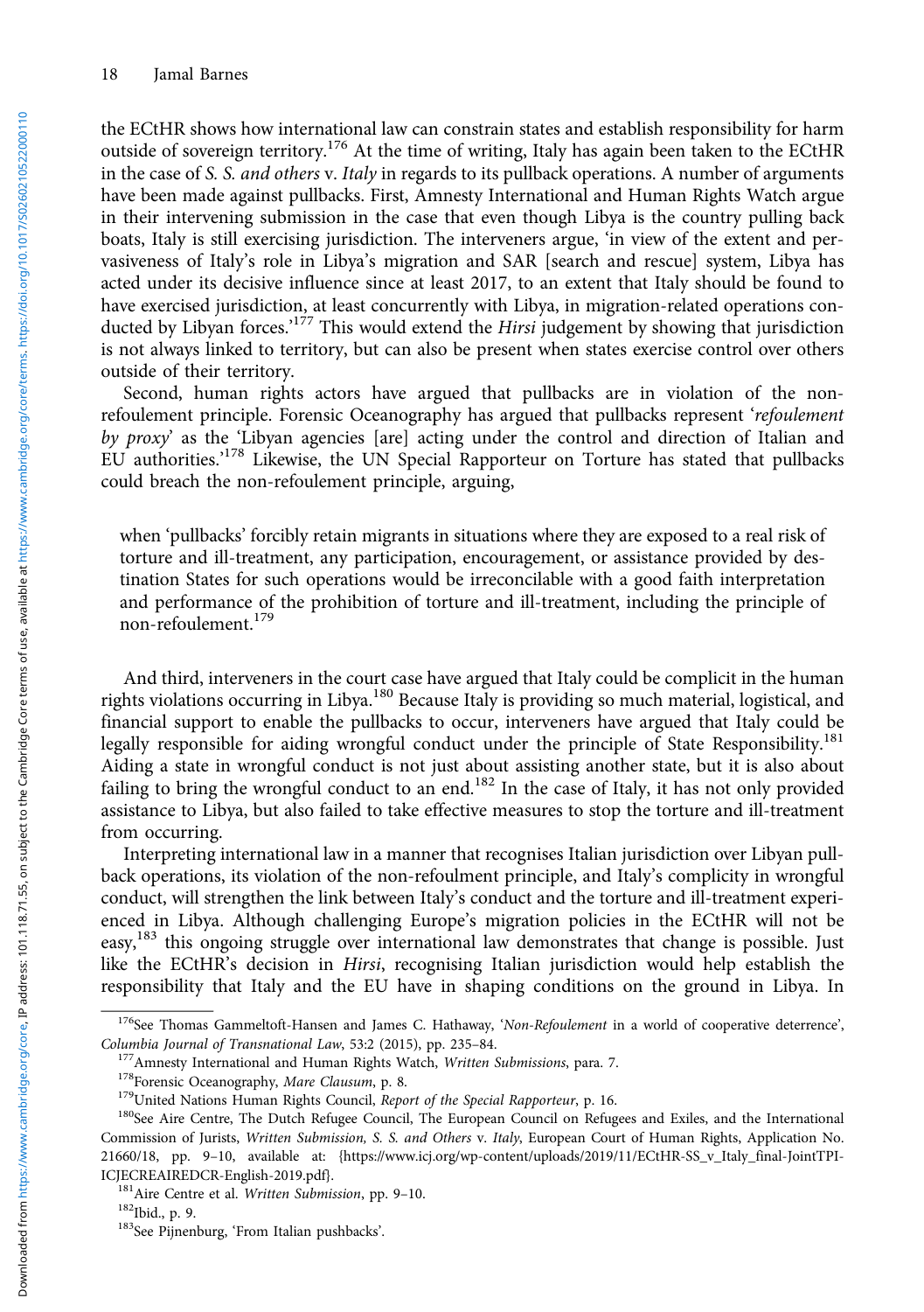the ECtHR shows how international law can constrain states and establish responsibility for harm outside of sovereign territory.[176] At the time of writing, Italy has again been taken to the ECtHR in the case of *S. S. and others* v. *Italy* in regards to its pullback operations. A number of arguments have been made against pullbacks. First, Amnesty International and Human Rights Watch argue in their intervening submission in the case that even though Libya is the country pulling back boats, Italy is still exercising jurisdiction. The interveners argue, 'in view of the extent and pervasiveness of Italy's role in Libya's migration and SAR [search and rescue] system, Libya has acted under its decisive influence since at least 2017, to an extent that Italy should be found to have exercised jurisdiction, at least concurrently with Libya, in migration-related operations conducted by Libyan forces.'[177] This would extend the *Hirsi* judgement by showing that jurisdiction is not always linked to territory, but can also be present when states exercise control over others outside of their territory.

Second, human rights actors have argued that pullbacks are in violation of the non-refoulement principle. Forensic Oceanography has argued that pullbacks represent '*refoulement by proxy*' as the 'Libyan agencies [are] acting under the control and direction of Italian and EU authorities.'[178] Likewise, the UN Special Rapporteur on Torture has stated that pullbacks could breach the non-refoulement principle, arguing,

> when 'pullbacks' forcibly retain migrants in situations where they are exposed to a real risk of torture and ill-treatment, any participation, encouragement, or assistance provided by destination States for such operations would be irreconcilable with a good faith interpretation and performance of the prohibition of torture and ill-treatment, including the principle of non-refoulement.[179]

And third, interveners in the court case have argued that Italy could be complicit in the human rights violations occurring in Libya.[180] Because Italy is providing so much material, logistical, and financial support to enable the pullbacks to occur, interveners have argued that Italy could be legally responsible for aiding wrongful conduct under the principle of State Responsibility.[181] Aiding a state in wrongful conduct is not just about assisting another state, but it is also about failing to bring the wrongful conduct to an end.[182] In the case of Italy, it has not only provided assistance to Libya, but also failed to take effective measures to stop the torture and ill-treatment from occurring.

Interpreting international law in a manner that recognises Italian jurisdiction over Libyan pullback operations, its violation of the non-refoulment principle, and Italy's complicity in wrongful conduct, will strengthen the link between Italy's conduct and the torture and ill-treatment experienced in Libya. Although challenging Europe's migration policies in the ECtHR will not be easy,[183] this ongoing struggle over international law demonstrates that change is possible. Just like the ECtHR's decision in *Hirsi*, recognising Italian jurisdiction would help establish the responsibility that Italy and the EU have in shaping conditions on the ground in Libya. In

---

[176] See Thomas Gammeltoft-Hansen and James C. Hathaway, '*Non-Refoulement* in a world of cooperative deterrence', *Columbia Journal of Transnational Law*, 53:2 (2015), pp. 235–84.

[177] Amnesty International and Human Rights Watch, *Written Submissions*, para. 7.

[178] Forensic Oceanography, *Mare Clausum*, p. 8.

[179] United Nations Human Rights Council, *Report of the Special Rapporteur*, p. 16.

[180] See Aire Centre, The Dutch Refugee Council, The European Council on Refugees and Exiles, and the International Commission of Jurists, *Written Submission, S. S. and Others* v. *Italy*, European Court of Human Rights, Application No. 21660/18, pp. 9–10, available at: {https://www.icj.org/wp-content/uploads/2019/11/ECtHR-SS_v_Italy_final-JointTPI-ICJECREAIREDCR-English-2019.pdf}.

[181] Aire Centre et al. *Written Submission*, pp. 9–10.

[182] Ibid., p. 9.

[183] See Pijnenburg, 'From Italian pushbacks'.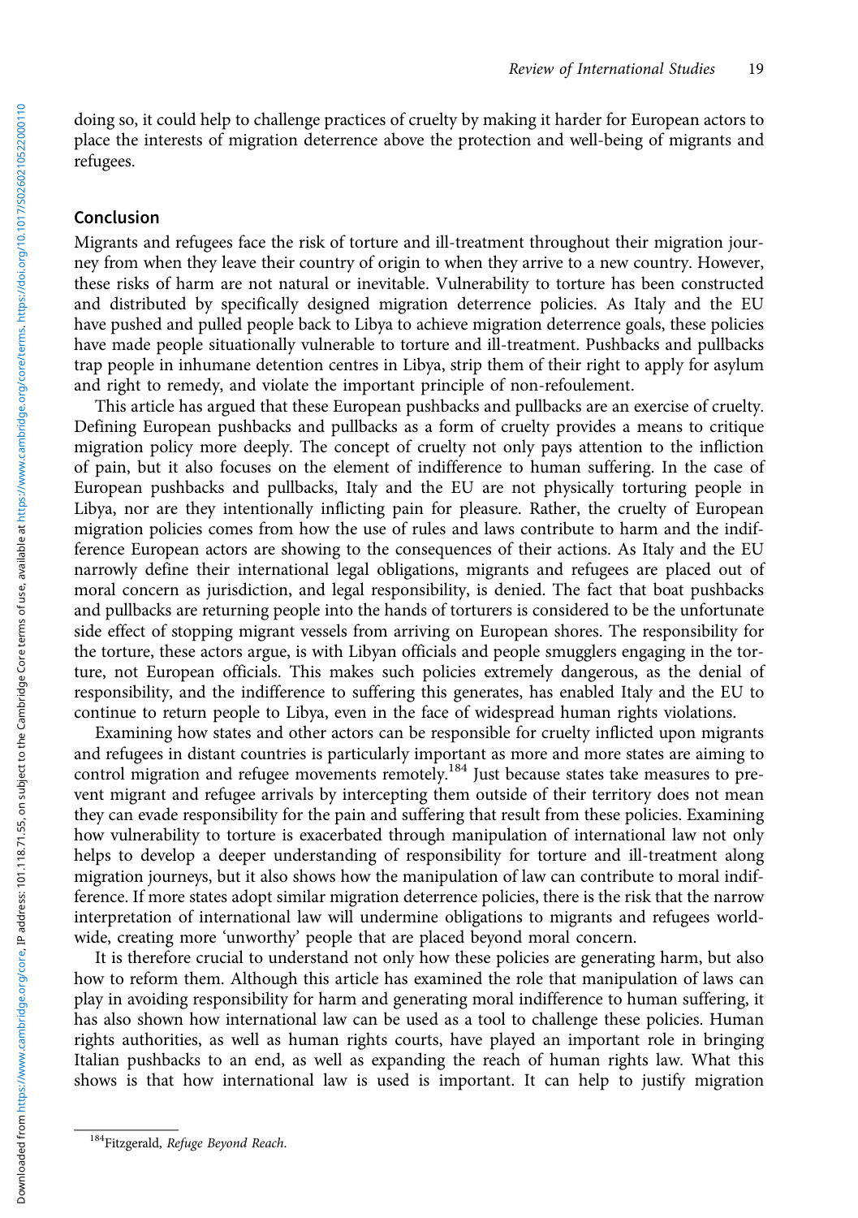doing so, it could help to challenge practices of cruelty by making it harder for European actors to place the interests of migration deterrence above the protection and well-being of migrants and refugees.

## Conclusion

Migrants and refugees face the risk of torture and ill-treatment throughout their migration journey from when they leave their country of origin to when they arrive to a new country. However, these risks of harm are not natural or inevitable. Vulnerability to torture has been constructed and distributed by specifically designed migration deterrence policies. As Italy and the EU have pushed and pulled people back to Libya to achieve migration deterrence goals, these policies have made people situationally vulnerable to torture and ill-treatment. Pushbacks and pullbacks trap people in inhumane detention centres in Libya, strip them of their right to apply for asylum and right to remedy, and violate the important principle of non-refoulement.

This article has argued that these European pushbacks and pullbacks are an exercise of cruelty. Defining European pushbacks and pullbacks as a form of cruelty provides a means to critique migration policy more deeply. The concept of cruelty not only pays attention to the infliction of pain, but it also focuses on the element of indifference to human suffering. In the case of European pushbacks and pullbacks, Italy and the EU are not physically torturing people in Libya, nor are they intentionally inflicting pain for pleasure. Rather, the cruelty of European migration policies comes from how the use of rules and laws contribute to harm and the indifference European actors are showing to the consequences of their actions. As Italy and the EU narrowly define their international legal obligations, migrants and refugees are placed out of moral concern as jurisdiction, and legal responsibility, is denied. The fact that boat pushbacks and pullbacks are returning people into the hands of torturers is considered to be the unfortunate side effect of stopping migrant vessels from arriving on European shores. The responsibility for the torture, these actors argue, is with Libyan officials and people smugglers engaging in the torture, not European officials. This makes such policies extremely dangerous, as the denial of responsibility, and the indifference to suffering this generates, has enabled Italy and the EU to continue to return people to Libya, even in the face of widespread human rights violations.

Examining how states and other actors can be responsible for cruelty inflicted upon migrants and refugees in distant countries is particularly important as more and more states are aiming to control migration and refugee movements remotely.[184] Just because states take measures to prevent migrant and refugee arrivals by intercepting them outside of their territory does not mean they can evade responsibility for the pain and suffering that result from these policies. Examining how vulnerability to torture is exacerbated through manipulation of international law not only helps to develop a deeper understanding of responsibility for torture and ill-treatment along migration journeys, but it also shows how the manipulation of law can contribute to moral indifference. If more states adopt similar migration deterrence policies, there is the risk that the narrow interpretation of international law will undermine obligations to migrants and refugees worldwide, creating more 'unworthy' people that are placed beyond moral concern.

It is therefore crucial to understand not only how these policies are generating harm, but also how to reform them. Although this article has examined the role that manipulation of laws can play in avoiding responsibility for harm and generating moral indifference to human suffering, it has also shown how international law can be used as a tool to challenge these policies. Human rights authorities, as well as human rights courts, have played an important role in bringing Italian pushbacks to an end, as well as expanding the reach of human rights law. What this shows is that how international law is used is important. It can help to justify migration

[184] Fitzgerald, *Refuge Beyond Reach*.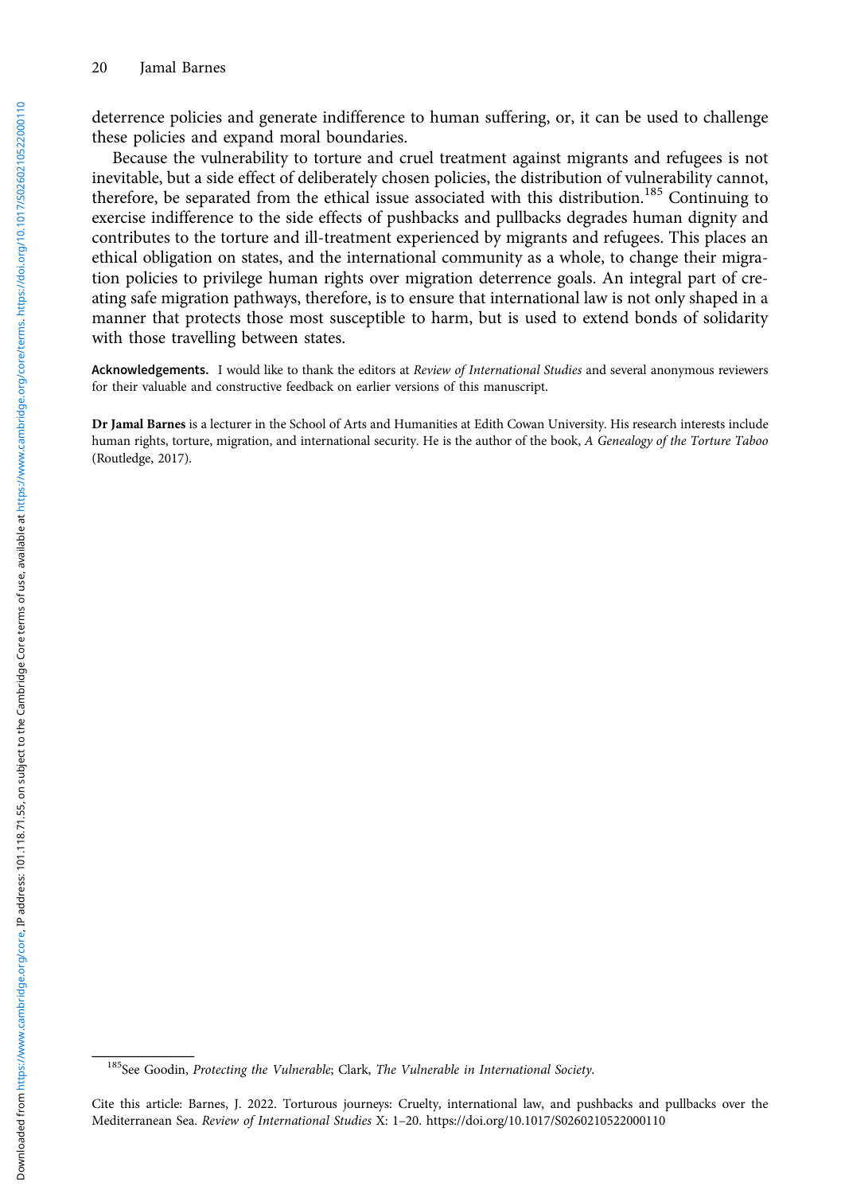deterrence policies and generate indifference to human suffering, or, it can be used to challenge these policies and expand moral boundaries.

Because the vulnerability to torture and cruel treatment against migrants and refugees is not inevitable, but a side effect of deliberately chosen policies, the distribution of vulnerability cannot, therefore, be separated from the ethical issue associated with this distribution.[185] Continuing to exercise indifference to the side effects of pushbacks and pullbacks degrades human dignity and contributes to the torture and ill-treatment experienced by migrants and refugees. This places an ethical obligation on states, and the international community as a whole, to change their migration policies to privilege human rights over migration deterrence goals. An integral part of creating safe migration pathways, therefore, is to ensure that international law is not only shaped in a manner that protects those most susceptible to harm, but is used to extend bonds of solidarity with those travelling between states.

**Acknowledgements.** I would like to thank the editors at *Review of International Studies* and several anonymous reviewers for their valuable and constructive feedback on earlier versions of this manuscript.

**Dr Jamal Barnes** is a lecturer in the School of Arts and Humanities at Edith Cowan University. His research interests include human rights, torture, migration, and international security. He is the author of the book, *A Genealogy of the Torture Taboo* (Routledge, 2017).

[185] See Goodin, *Protecting the Vulnerable*; Clark, *The Vulnerable in International Society*.

Cite this article: Barnes, J. 2022. Torturous journeys: Cruelty, international law, and pushbacks and pullbacks over the Mediterranean Sea. *Review of International Studies* X: 1–20. https://doi.org/10.1017/S0260210522000110